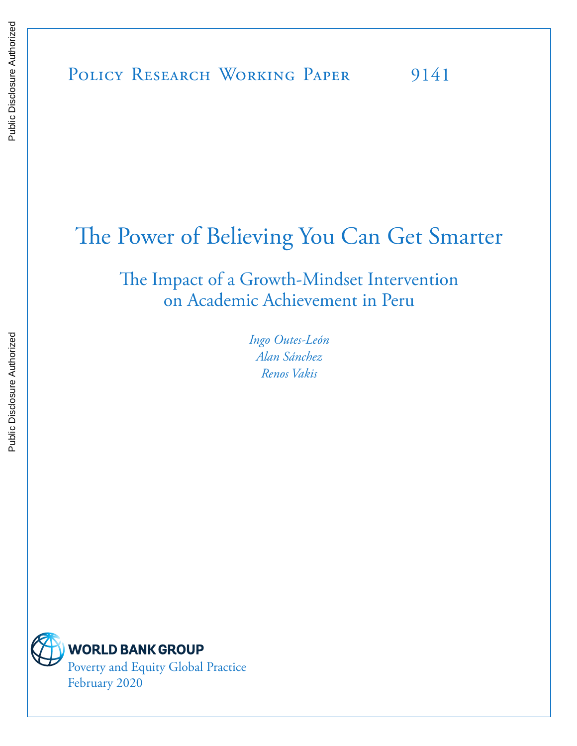Policy Research Working Paper 9141

# The Power of Believing You Can Get Smarter

## The Impact of a Growth-Mindset Intervention on Academic Achievement in Peru

*Ingo Outes-León*
*Alan Sánchez*
*Renos Vakis*

WORLD BANK GROUP
Poverty and Equity Global Practice
February 2020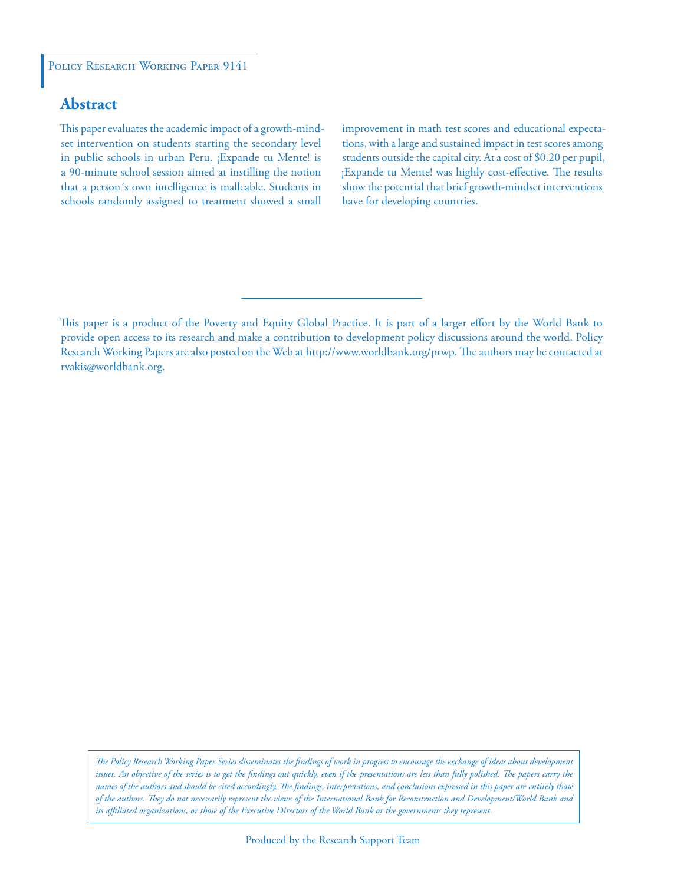Policy Research Working Paper 9141

## Abstract

This paper evaluates the academic impact of a growth-mindset intervention on students starting the secondary level in public schools in urban Peru. ¡Expande tu Mente! is a 90-minute school session aimed at instilling the notion that a person´s own intelligence is malleable. Students in schools randomly assigned to treatment showed a small improvement in math test scores and educational expectations, with a large and sustained impact in test scores among students outside the capital city. At a cost of $0.20 per pupil, ¡Expande tu Mente! was highly cost-effective. The results show the potential that brief growth-mindset interventions have for developing countries.

This paper is a product of the Poverty and Equity Global Practice. It is part of a larger effort by the World Bank to provide open access to its research and make a contribution to development policy discussions around the world. Policy Research Working Papers are also posted on the Web at http://www.worldbank.org/prwp. The authors may be contacted at rvakis@worldbank.org.

*The Policy Research Working Paper Series disseminates the findings of work in progress to encourage the exchange of ideas about development issues. An objective of the series is to get the findings out quickly, even if the presentations are less than fully polished. The papers carry the names of the authors and should be cited accordingly. The findings, interpretations, and conclusions expressed in this paper are entirely those of the authors. They do not necessarily represent the views of the International Bank for Reconstruction and Development/World Bank and its affiliated organizations, or those of the Executive Directors of the World Bank or the governments they represent.*

Produced by the Research Support Team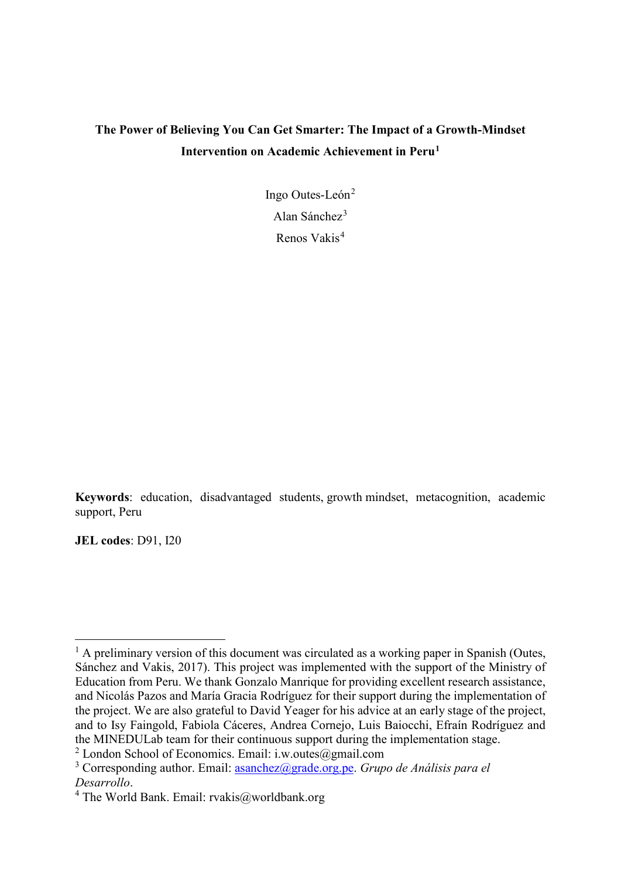**The Power of Believing You Can Get Smarter: The Impact of a Growth-Mindset Intervention on Academic Achievement in Peru**[1]

Ingo Outes-León[2]

Alan Sánchez[3]

Renos Vakis[4]

**Keywords**: education, disadvantaged students, growth mindset, metacognition, academic support, Peru

**JEL codes**: D91, I20

---

[1] A preliminary version of this document was circulated as a working paper in Spanish (Outes, Sánchez and Vakis, 2017). This project was implemented with the support of the Ministry of Education from Peru. We thank Gonzalo Manrique for providing excellent research assistance, and Nicolás Pazos and María Gracia Rodríguez for their support during the implementation of the project. We are also grateful to David Yeager for his advice at an early stage of the project, and to Isy Faingold, Fabiola Cáceres, Andrea Cornejo, Luis Baiocchi, Efraín Rodríguez and the MINEDULab team for their continuous support during the implementation stage.

[2] London School of Economics. Email: i.w.outes@gmail.com

[3] Corresponding author. Email: asanchez@grade.org.pe. *Grupo de Análisis para el Desarrollo*.

[4] The World Bank. Email: rvakis@worldbank.org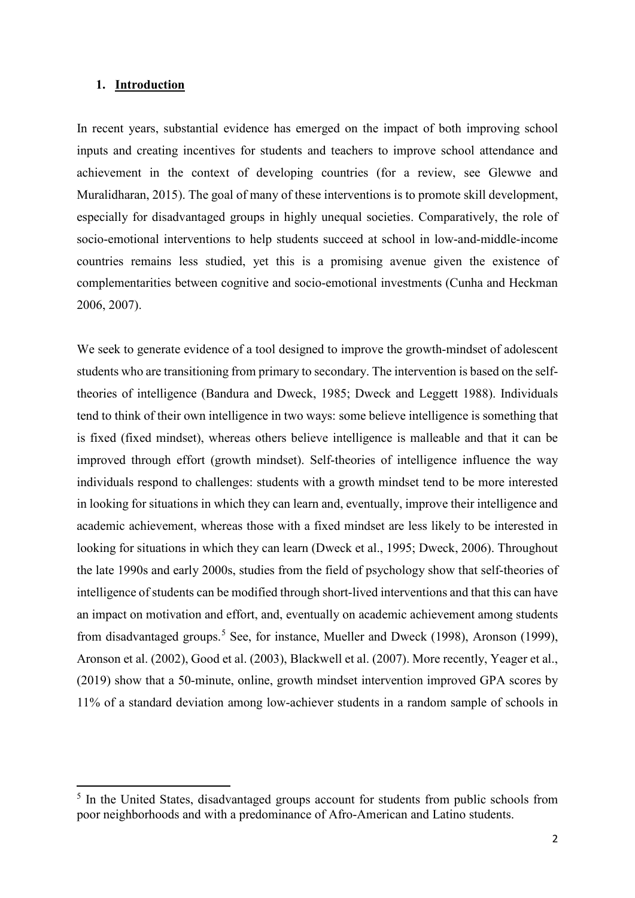## 1. Introduction

In recent years, substantial evidence has emerged on the impact of both improving school inputs and creating incentives for students and teachers to improve school attendance and achievement in the context of developing countries (for a review, see Glewwe and Muralidharan, 2015). The goal of many of these interventions is to promote skill development, especially for disadvantaged groups in highly unequal societies. Comparatively, the role of socio-emotional interventions to help students succeed at school in low-and-middle-income countries remains less studied, yet this is a promising avenue given the existence of complementarities between cognitive and socio-emotional investments (Cunha and Heckman 2006, 2007).

We seek to generate evidence of a tool designed to improve the growth-mindset of adolescent students who are transitioning from primary to secondary. The intervention is based on the self-theories of intelligence (Bandura and Dweck, 1985; Dweck and Leggett 1988). Individuals tend to think of their own intelligence in two ways: some believe intelligence is something that is fixed (fixed mindset), whereas others believe intelligence is malleable and that it can be improved through effort (growth mindset). Self-theories of intelligence influence the way individuals respond to challenges: students with a growth mindset tend to be more interested in looking for situations in which they can learn and, eventually, improve their intelligence and academic achievement, whereas those with a fixed mindset are less likely to be interested in looking for situations in which they can learn (Dweck et al., 1995; Dweck, 2006). Throughout the late 1990s and early 2000s, studies from the field of psychology show that self-theories of intelligence of students can be modified through short-lived interventions and that this can have an impact on motivation and effort, and, eventually on academic achievement among students from disadvantaged groups.[5] See, for instance, Mueller and Dweck (1998), Aronson (1999), Aronson et al. (2002), Good et al. (2003), Blackwell et al. (2007). More recently, Yeager et al., (2019) show that a 50-minute, online, growth mindset intervention improved GPA scores by 11% of a standard deviation among low-achiever students in a random sample of schools in

[5] In the United States, disadvantaged groups account for students from public schools from poor neighborhoods and with a predominance of Afro-American and Latino students.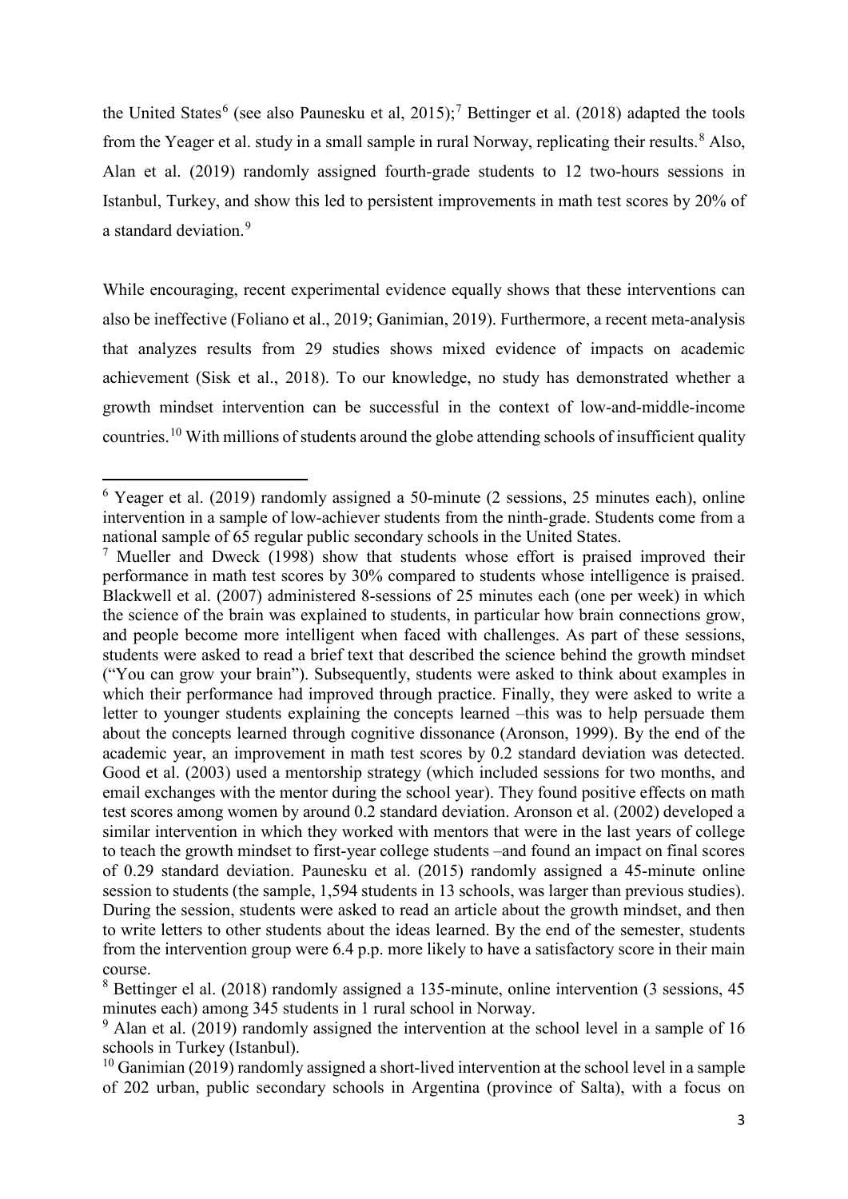the United States[6] (see also Paunesku et al, 2015);[7] Bettinger et al. (2018) adapted the tools from the Yeager et al. study in a small sample in rural Norway, replicating their results.[8] Also, Alan et al. (2019) randomly assigned fourth-grade students to 12 two-hours sessions in Istanbul, Turkey, and show this led to persistent improvements in math test scores by 20% of a standard deviation.[9]

While encouraging, recent experimental evidence equally shows that these interventions can also be ineffective (Foliano et al., 2019; Ganimian, 2019). Furthermore, a recent meta-analysis that analyzes results from 29 studies shows mixed evidence of impacts on academic achievement (Sisk et al., 2018). To our knowledge, no study has demonstrated whether a growth mindset intervention can be successful in the context of low-and-middle-income countries.[10] With millions of students around the globe attending schools of insufficient quality

[6] Yeager et al. (2019) randomly assigned a 50-minute (2 sessions, 25 minutes each), online intervention in a sample of low-achiever students from the ninth-grade. Students come from a national sample of 65 regular public secondary schools in the United States.

[7] Mueller and Dweck (1998) show that students whose effort is praised improved their performance in math test scores by 30% compared to students whose intelligence is praised. Blackwell et al. (2007) administered 8-sessions of 25 minutes each (one per week) in which the science of the brain was explained to students, in particular how brain connections grow, and people become more intelligent when faced with challenges. As part of these sessions, students were asked to read a brief text that described the science behind the growth mindset ("You can grow your brain"). Subsequently, students were asked to think about examples in which their performance had improved through practice. Finally, they were asked to write a letter to younger students explaining the concepts learned –this was to help persuade them about the concepts learned through cognitive dissonance (Aronson, 1999). By the end of the academic year, an improvement in math test scores by 0.2 standard deviation was detected. Good et al. (2003) used a mentorship strategy (which included sessions for two months, and email exchanges with the mentor during the school year). They found positive effects on math test scores among women by around 0.2 standard deviation. Aronson et al. (2002) developed a similar intervention in which they worked with mentors that were in the last years of college to teach the growth mindset to first-year college students –and found an impact on final scores of 0.29 standard deviation. Paunesku et al. (2015) randomly assigned a 45-minute online session to students (the sample, 1,594 students in 13 schools, was larger than previous studies). During the session, students were asked to read an article about the growth mindset, and then to write letters to other students about the ideas learned. By the end of the semester, students from the intervention group were 6.4 p.p. more likely to have a satisfactory score in their main course.

[8] Bettinger el al. (2018) randomly assigned a 135-minute, online intervention (3 sessions, 45 minutes each) among 345 students in 1 rural school in Norway.

[9] Alan et al. (2019) randomly assigned the intervention at the school level in a sample of 16 schools in Turkey (Istanbul).

[10] Ganimian (2019) randomly assigned a short-lived intervention at the school level in a sample of 202 urban, public secondary schools in Argentina (province of Salta), with a focus on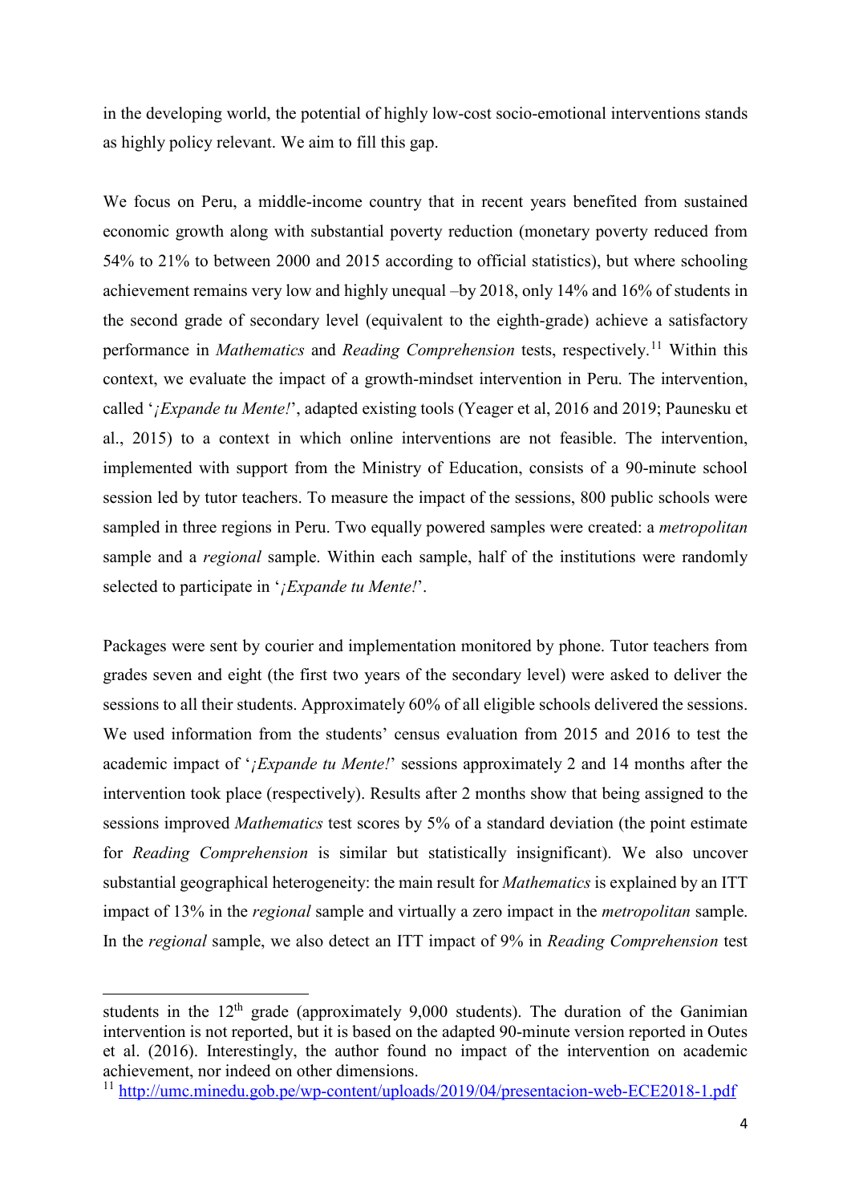in the developing world, the potential of highly low-cost socio-emotional interventions stands as highly policy relevant. We aim to fill this gap.

We focus on Peru, a middle-income country that in recent years benefited from sustained economic growth along with substantial poverty reduction (monetary poverty reduced from 54% to 21% to between 2000 and 2015 according to official statistics), but where schooling achievement remains very low and highly unequal –by 2018, only 14% and 16% of students in the second grade of secondary level (equivalent to the eighth-grade) achieve a satisfactory performance in *Mathematics* and *Reading Comprehension* tests, respectively.[11] Within this context, we evaluate the impact of a growth-mindset intervention in Peru. The intervention, called '*¡Expande tu Mente!*', adapted existing tools (Yeager et al, 2016 and 2019; Paunesku et al., 2015) to a context in which online interventions are not feasible. The intervention, implemented with support from the Ministry of Education, consists of a 90-minute school session led by tutor teachers. To measure the impact of the sessions, 800 public schools were sampled in three regions in Peru. Two equally powered samples were created: a *metropolitan* sample and a *regional* sample. Within each sample, half of the institutions were randomly selected to participate in '*¡Expande tu Mente!*'.

Packages were sent by courier and implementation monitored by phone. Tutor teachers from grades seven and eight (the first two years of the secondary level) were asked to deliver the sessions to all their students. Approximately 60% of all eligible schools delivered the sessions. We used information from the students' census evaluation from 2015 and 2016 to test the academic impact of '*¡Expande tu Mente!*' sessions approximately 2 and 14 months after the intervention took place (respectively). Results after 2 months show that being assigned to the sessions improved *Mathematics* test scores by 5% of a standard deviation (the point estimate for *Reading Comprehension* is similar but statistically insignificant). We also uncover substantial geographical heterogeneity: the main result for *Mathematics* is explained by an ITT impact of 13% in the *regional* sample and virtually a zero impact in the *metropolitan* sample. In the *regional* sample, we also detect an ITT impact of 9% in *Reading Comprehension* test

students in the 12th grade (approximately 9,000 students). The duration of the Ganimian intervention is not reported, but it is based on the adapted 90-minute version reported in Outes et al. (2016). Interestingly, the author found no impact of the intervention on academic achievement, nor indeed on other dimensions.

[11] http://umc.minedu.gob.pe/wp-content/uploads/2019/04/presentacion-web-ECE2018-1.pdf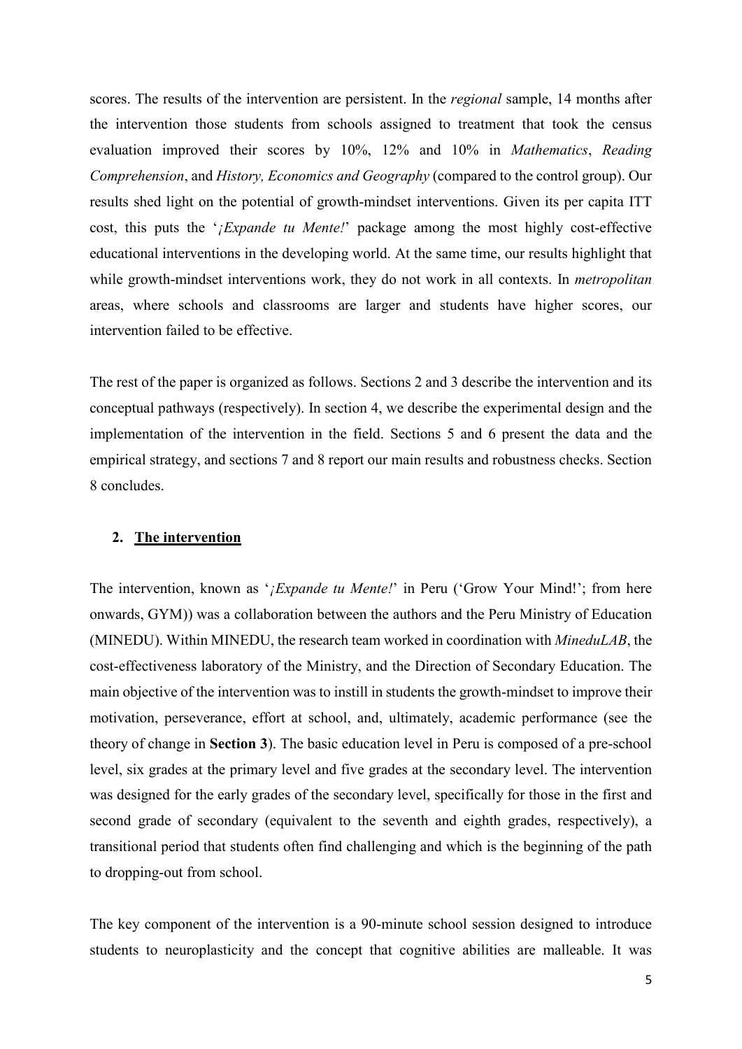scores. The results of the intervention are persistent. In the *regional* sample, 14 months after the intervention those students from schools assigned to treatment that took the census evaluation improved their scores by 10%, 12% and 10% in *Mathematics*, *Reading Comprehension*, and *History, Economics and Geography* (compared to the control group). Our results shed light on the potential of growth-mindset interventions. Given its per capita ITT cost, this puts the '*¡Expande tu Mente!*' package among the most highly cost-effective educational interventions in the developing world. At the same time, our results highlight that while growth-mindset interventions work, they do not work in all contexts. In *metropolitan* areas, where schools and classrooms are larger and students have higher scores, our intervention failed to be effective.

The rest of the paper is organized as follows. Sections 2 and 3 describe the intervention and its conceptual pathways (respectively). In section 4, we describe the experimental design and the implementation of the intervention in the field. Sections 5 and 6 present the data and the empirical strategy, and sections 7 and 8 report our main results and robustness checks. Section 8 concludes.

## 2. The intervention

The intervention, known as '*¡Expande tu Mente!*' in Peru ('Grow Your Mind!'; from here onwards, GYM)) was a collaboration between the authors and the Peru Ministry of Education (MINEDU). Within MINEDU, the research team worked in coordination with *MineduLAB*, the cost-effectiveness laboratory of the Ministry, and the Direction of Secondary Education. The main objective of the intervention was to instill in students the growth-mindset to improve their motivation, perseverance, effort at school, and, ultimately, academic performance (see the theory of change in **Section 3**). The basic education level in Peru is composed of a pre-school level, six grades at the primary level and five grades at the secondary level. The intervention was designed for the early grades of the secondary level, specifically for those in the first and second grade of secondary (equivalent to the seventh and eighth grades, respectively), a transitional period that students often find challenging and which is the beginning of the path to dropping-out from school.

The key component of the intervention is a 90-minute school session designed to introduce students to neuroplasticity and the concept that cognitive abilities are malleable. It was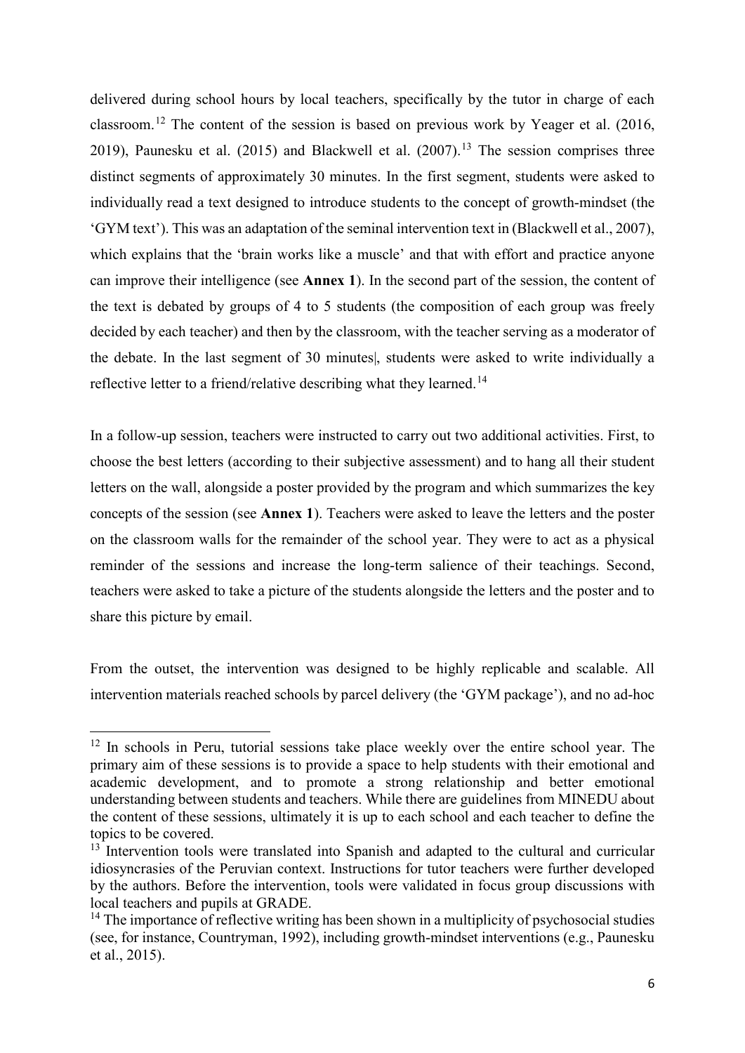delivered during school hours by local teachers, specifically by the tutor in charge of each classroom.[12] The content of the session is based on previous work by Yeager et al. (2016, 2019), Paunesku et al. (2015) and Blackwell et al. (2007).[13] The session comprises three distinct segments of approximately 30 minutes. In the first segment, students were asked to individually read a text designed to introduce students to the concept of growth-mindset (the 'GYM text'). This was an adaptation of the seminal intervention text in (Blackwell et al., 2007), which explains that the 'brain works like a muscle' and that with effort and practice anyone can improve their intelligence (see **Annex 1**). In the second part of the session, the content of the text is debated by groups of 4 to 5 students (the composition of each group was freely decided by each teacher) and then by the classroom, with the teacher serving as a moderator of the debate. In the last segment of 30 minutes|, students were asked to write individually a reflective letter to a friend/relative describing what they learned.[14]

In a follow-up session, teachers were instructed to carry out two additional activities. First, to choose the best letters (according to their subjective assessment) and to hang all their student letters on the wall, alongside a poster provided by the program and which summarizes the key concepts of the session (see **Annex 1**). Teachers were asked to leave the letters and the poster on the classroom walls for the remainder of the school year. They were to act as a physical reminder of the sessions and increase the long-term salience of their teachings. Second, teachers were asked to take a picture of the students alongside the letters and the poster and to share this picture by email.

From the outset, the intervention was designed to be highly replicable and scalable. All intervention materials reached schools by parcel delivery (the 'GYM package'), and no ad-hoc

---

[12] In schools in Peru, tutorial sessions take place weekly over the entire school year. The primary aim of these sessions is to provide a space to help students with their emotional and academic development, and to promote a strong relationship and better emotional understanding between students and teachers. While there are guidelines from MINEDU about the content of these sessions, ultimately it is up to each school and each teacher to define the topics to be covered.

[13] Intervention tools were translated into Spanish and adapted to the cultural and curricular idiosyncrasies of the Peruvian context. Instructions for tutor teachers were further developed by the authors. Before the intervention, tools were validated in focus group discussions with local teachers and pupils at GRADE.

[14] The importance of reflective writing has been shown in a multiplicity of psychosocial studies (see, for instance, Countryman, 1992), including growth-mindset interventions (e.g., Paunesku et al., 2015).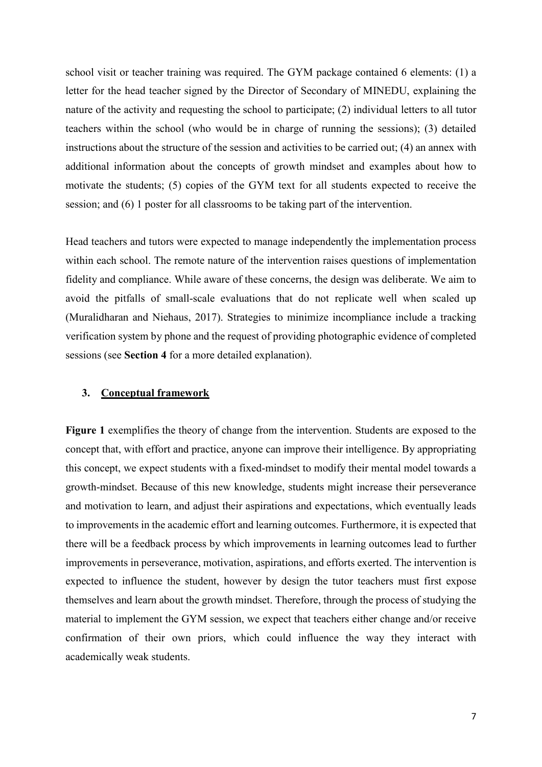school visit or teacher training was required. The GYM package contained 6 elements: (1) a letter for the head teacher signed by the Director of Secondary of MINEDU, explaining the nature of the activity and requesting the school to participate; (2) individual letters to all tutor teachers within the school (who would be in charge of running the sessions); (3) detailed instructions about the structure of the session and activities to be carried out; (4) an annex with additional information about the concepts of growth mindset and examples about how to motivate the students; (5) copies of the GYM text for all students expected to receive the session; and (6) 1 poster for all classrooms to be taking part of the intervention.

Head teachers and tutors were expected to manage independently the implementation process within each school. The remote nature of the intervention raises questions of implementation fidelity and compliance. While aware of these concerns, the design was deliberate. We aim to avoid the pitfalls of small-scale evaluations that do not replicate well when scaled up (Muralidharan and Niehaus, 2017). Strategies to minimize incompliance include a tracking verification system by phone and the request of providing photographic evidence of completed sessions (see **Section 4** for a more detailed explanation).

## 3. Conceptual framework

**Figure 1** exemplifies the theory of change from the intervention. Students are exposed to the concept that, with effort and practice, anyone can improve their intelligence. By appropriating this concept, we expect students with a fixed-mindset to modify their mental model towards a growth-mindset. Because of this new knowledge, students might increase their perseverance and motivation to learn, and adjust their aspirations and expectations, which eventually leads to improvements in the academic effort and learning outcomes. Furthermore, it is expected that there will be a feedback process by which improvements in learning outcomes lead to further improvements in perseverance, motivation, aspirations, and efforts exerted. The intervention is expected to influence the student, however by design the tutor teachers must first expose themselves and learn about the growth mindset. Therefore, through the process of studying the material to implement the GYM session, we expect that teachers either change and/or receive confirmation of their own priors, which could influence the way they interact with academically weak students.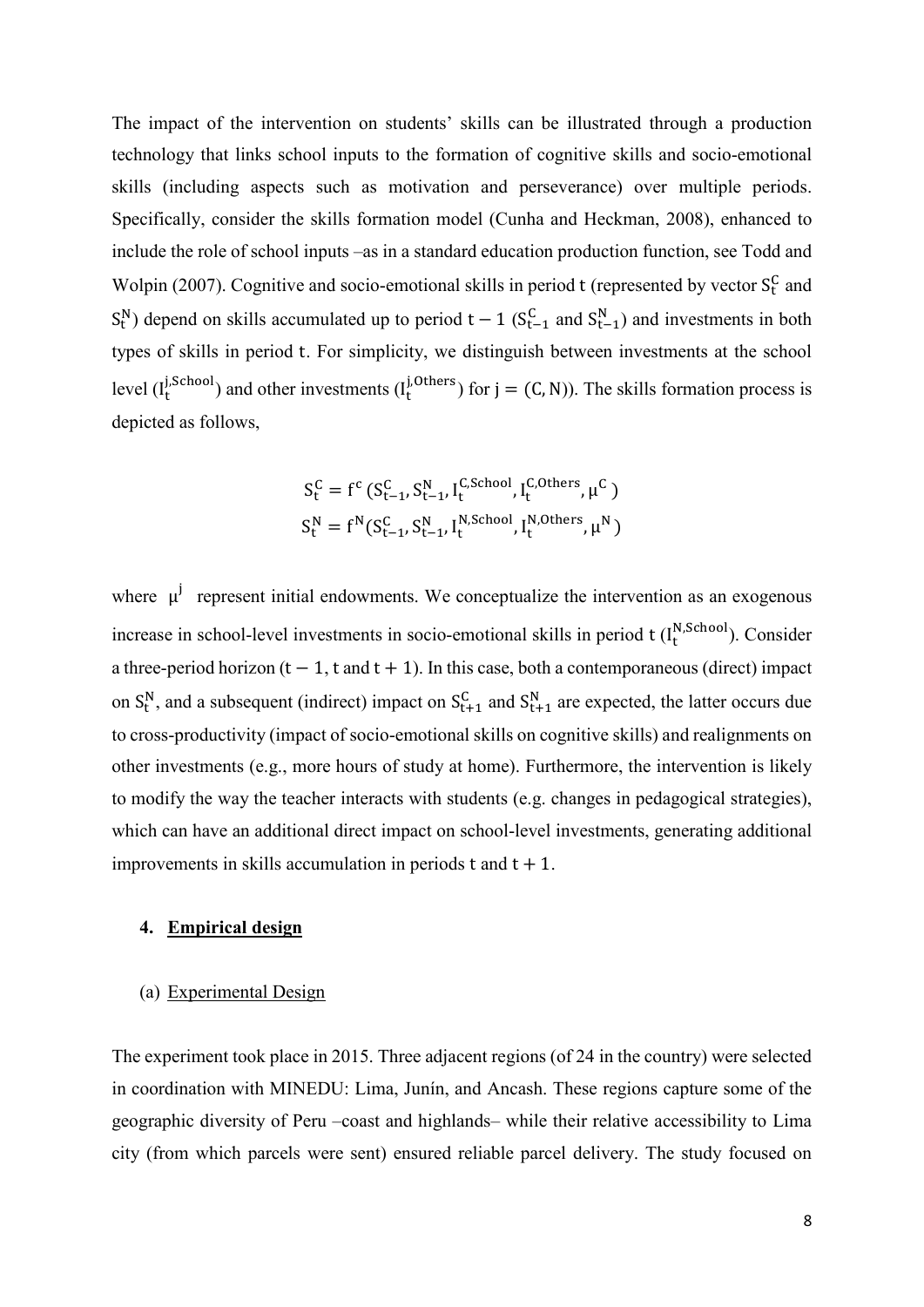The impact of the intervention on students' skills can be illustrated through a production technology that links school inputs to the formation of cognitive skills and socio-emotional skills (including aspects such as motivation and perseverance) over multiple periods. Specifically, consider the skills formation model (Cunha and Heckman, 2008), enhanced to include the role of school inputs –as in a standard education production function, see Todd and Wolpin (2007). Cognitive and socio-emotional skills in period $t$ (represented by vector $S_t^C$ and $S_t^N$) depend on skills accumulated up to period $t-1$ ($S_{t-1}^C$ and $S_{t-1}^N$) and investments in both types of skills in period $t$. For simplicity, we distinguish between investments at the school level ($I_t^{j,School}$) and other investments ($I_t^{j,Others}$) for $j = (C, N)$). The skills formation process is depicted as follows,

$$S_t^C = f^c\left(S_{t-1}^C, S_{t-1}^N, I_t^{C,School}, I_t^{C,Others}, \mu^C\right)$$
$$S_t^N = f^N\left(S_{t-1}^C, S_{t-1}^N, I_t^{N,School}, I_t^{N,Others}, \mu^N\right)$$

where $\mu^j$ represent initial endowments. We conceptualize the intervention as an exogenous increase in school-level investments in socio-emotional skills in period $t$ ($I_t^{N,School}$). Consider a three-period horizon ($t-1$, $t$ and $t+1$). In this case, both a contemporaneous (direct) impact on $S_t^N$, and a subsequent (indirect) impact on $S_{t+1}^C$ and $S_{t+1}^N$ are expected, the latter occurs due to cross-productivity (impact of socio-emotional skills on cognitive skills) and realignments on other investments (e.g., more hours of study at home). Furthermore, the intervention is likely to modify the way the teacher interacts with students (e.g. changes in pedagogical strategies), which can have an additional direct impact on school-level investments, generating additional improvements in skills accumulation in periods $t$ and $t+1$.

## 4. Empirical design

### (a) Experimental Design

The experiment took place in 2015. Three adjacent regions (of 24 in the country) were selected in coordination with MINEDU: Lima, Junín, and Ancash. These regions capture some of the geographic diversity of Peru –coast and highlands– while their relative accessibility to Lima city (from which parcels were sent) ensured reliable parcel delivery. The study focused on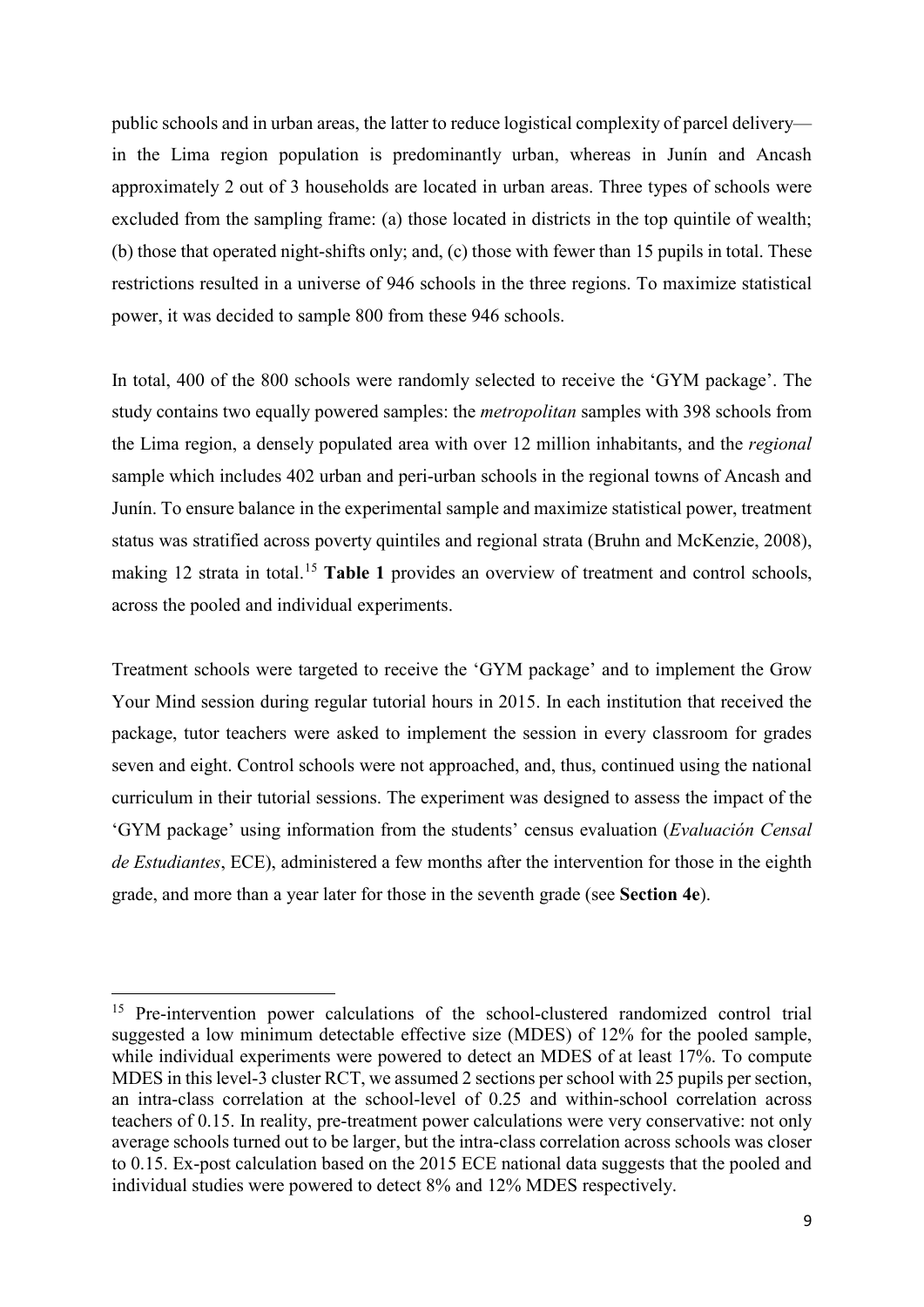public schools and in urban areas, the latter to reduce logistical complexity of parcel delivery—in the Lima region population is predominantly urban, whereas in Junín and Ancash approximately 2 out of 3 households are located in urban areas. Three types of schools were excluded from the sampling frame: (a) those located in districts in the top quintile of wealth; (b) those that operated night-shifts only; and, (c) those with fewer than 15 pupils in total. These restrictions resulted in a universe of 946 schools in the three regions. To maximize statistical power, it was decided to sample 800 from these 946 schools.

In total, 400 of the 800 schools were randomly selected to receive the 'GYM package'. The study contains two equally powered samples: the *metropolitan* samples with 398 schools from the Lima region, a densely populated area with over 12 million inhabitants, and the *regional* sample which includes 402 urban and peri-urban schools in the regional towns of Ancash and Junín. To ensure balance in the experimental sample and maximize statistical power, treatment status was stratified across poverty quintiles and regional strata (Bruhn and McKenzie, 2008), making 12 strata in total.[15] **Table 1** provides an overview of treatment and control schools, across the pooled and individual experiments.

Treatment schools were targeted to receive the 'GYM package' and to implement the Grow Your Mind session during regular tutorial hours in 2015. In each institution that received the package, tutor teachers were asked to implement the session in every classroom for grades seven and eight. Control schools were not approached, and, thus, continued using the national curriculum in their tutorial sessions. The experiment was designed to assess the impact of the 'GYM package' using information from the students' census evaluation (*Evaluación Censal de Estudiantes*, ECE), administered a few months after the intervention for those in the eighth grade, and more than a year later for those in the seventh grade (see **Section 4e**).

---

[15] Pre-intervention power calculations of the school-clustered randomized control trial suggested a low minimum detectable effective size (MDES) of 12% for the pooled sample, while individual experiments were powered to detect an MDES of at least 17%. To compute MDES in this level-3 cluster RCT, we assumed 2 sections per school with 25 pupils per section, an intra-class correlation at the school-level of 0.25 and within-school correlation across teachers of 0.15. In reality, pre-treatment power calculations were very conservative: not only average schools turned out to be larger, but the intra-class correlation across schools was closer to 0.15. Ex-post calculation based on the 2015 ECE national data suggests that the pooled and individual studies were powered to detect 8% and 12% MDES respectively.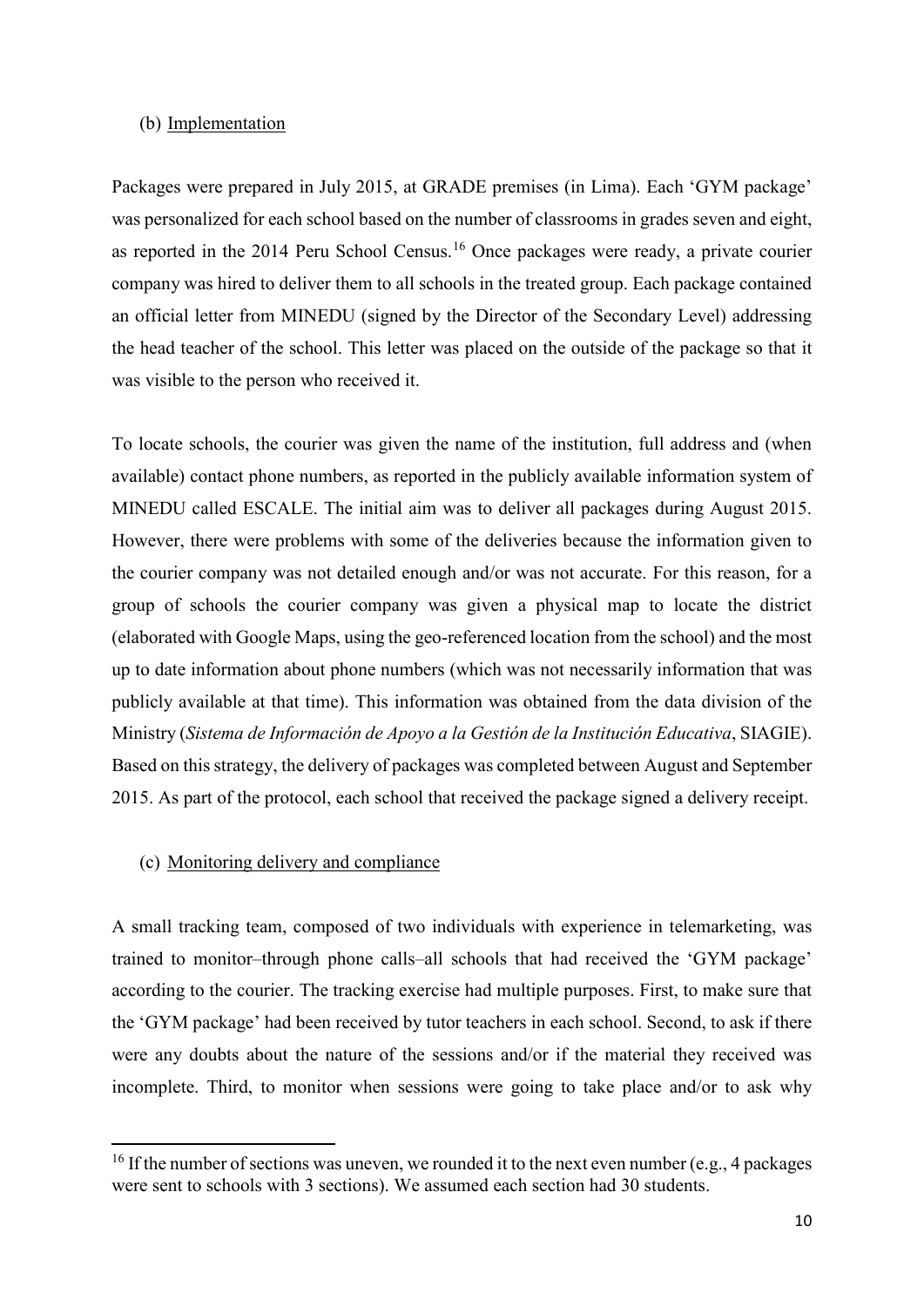(b) Implementation

Packages were prepared in July 2015, at GRADE premises (in Lima). Each 'GYM package' was personalized for each school based on the number of classrooms in grades seven and eight, as reported in the 2014 Peru School Census.[16] Once packages were ready, a private courier company was hired to deliver them to all schools in the treated group. Each package contained an official letter from MINEDU (signed by the Director of the Secondary Level) addressing the head teacher of the school. This letter was placed on the outside of the package so that it was visible to the person who received it.

To locate schools, the courier was given the name of the institution, full address and (when available) contact phone numbers, as reported in the publicly available information system of MINEDU called ESCALE. The initial aim was to deliver all packages during August 2015. However, there were problems with some of the deliveries because the information given to the courier company was not detailed enough and/or was not accurate. For this reason, for a group of schools the courier company was given a physical map to locate the district (elaborated with Google Maps, using the geo-referenced location from the school) and the most up to date information about phone numbers (which was not necessarily information that was publicly available at that time). This information was obtained from the data division of the Ministry (*Sistema de Información de Apoyo a la Gestión de la Institución Educativa*, SIAGIE). Based on this strategy, the delivery of packages was completed between August and September 2015. As part of the protocol, each school that received the package signed a delivery receipt.

(c) Monitoring delivery and compliance

A small tracking team, composed of two individuals with experience in telemarketing, was trained to monitor–through phone calls–all schools that had received the 'GYM package' according to the courier. The tracking exercise had multiple purposes. First, to make sure that the 'GYM package' had been received by tutor teachers in each school. Second, to ask if there were any doubts about the nature of the sessions and/or if the material they received was incomplete. Third, to monitor when sessions were going to take place and/or to ask why

[16] If the number of sections was uneven, we rounded it to the next even number (e.g., 4 packages were sent to schools with 3 sections). We assumed each section had 30 students.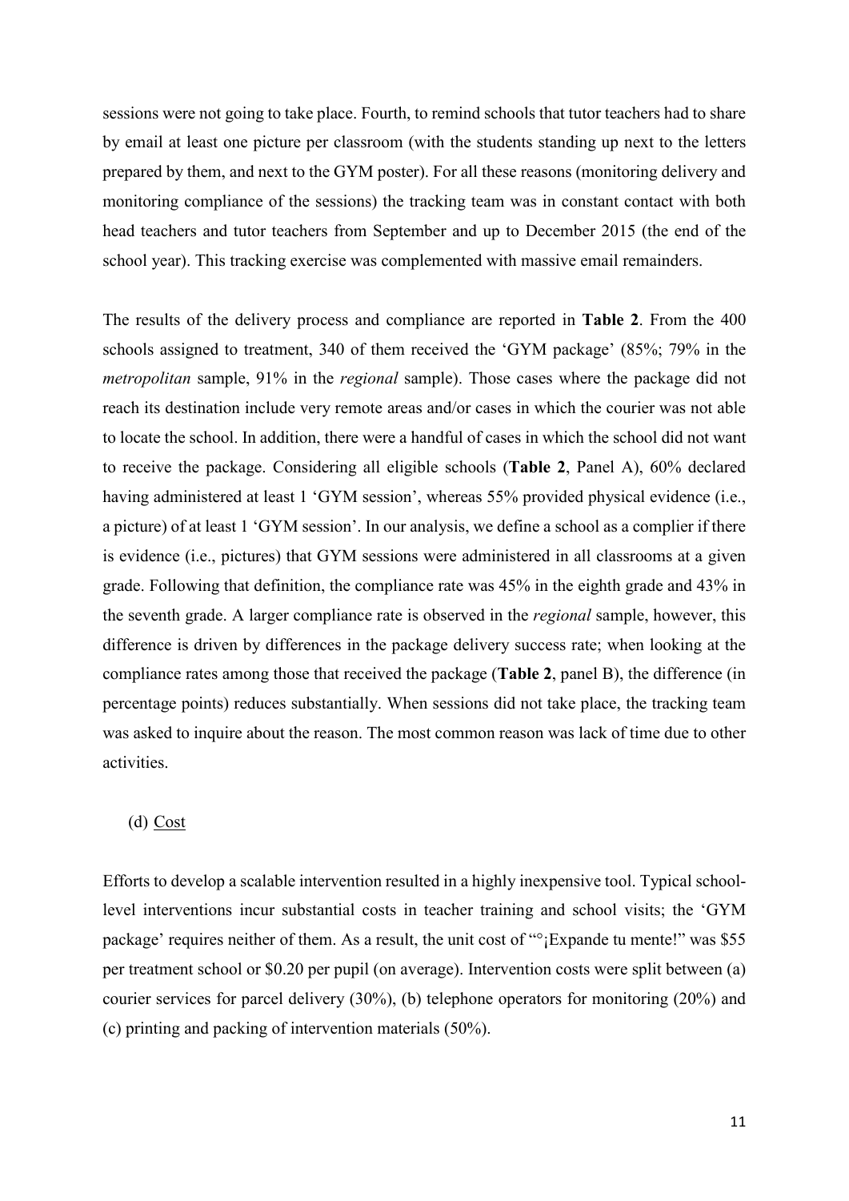sessions were not going to take place. Fourth, to remind schools that tutor teachers had to share by email at least one picture per classroom (with the students standing up next to the letters prepared by them, and next to the GYM poster). For all these reasons (monitoring delivery and monitoring compliance of the sessions) the tracking team was in constant contact with both head teachers and tutor teachers from September and up to December 2015 (the end of the school year). This tracking exercise was complemented with massive email remainders.

The results of the delivery process and compliance are reported in **Table 2**. From the 400 schools assigned to treatment, 340 of them received the 'GYM package' (85%; 79% in the *metropolitan* sample, 91% in the *regional* sample). Those cases where the package did not reach its destination include very remote areas and/or cases in which the courier was not able to locate the school. In addition, there were a handful of cases in which the school did not want to receive the package. Considering all eligible schools (**Table 2**, Panel A), 60% declared having administered at least 1 'GYM session', whereas 55% provided physical evidence (i.e., a picture) of at least 1 'GYM session'. In our analysis, we define a school as a complier if there is evidence (i.e., pictures) that GYM sessions were administered in all classrooms at a given grade. Following that definition, the compliance rate was 45% in the eighth grade and 43% in the seventh grade. A larger compliance rate is observed in the *regional* sample, however, this difference is driven by differences in the package delivery success rate; when looking at the compliance rates among those that received the package (**Table 2**, panel B), the difference (in percentage points) reduces substantially. When sessions did not take place, the tracking team was asked to inquire about the reason. The most common reason was lack of time due to other activities.

(d) Cost

Efforts to develop a scalable intervention resulted in a highly inexpensive tool. Typical school-level interventions incur substantial costs in teacher training and school visits; the 'GYM package' requires neither of them. As a result, the unit cost of "°¡Expande tu mente!" was $55 per treatment school or $0.20 per pupil (on average). Intervention costs were split between (a) courier services for parcel delivery (30%), (b) telephone operators for monitoring (20%) and (c) printing and packing of intervention materials (50%).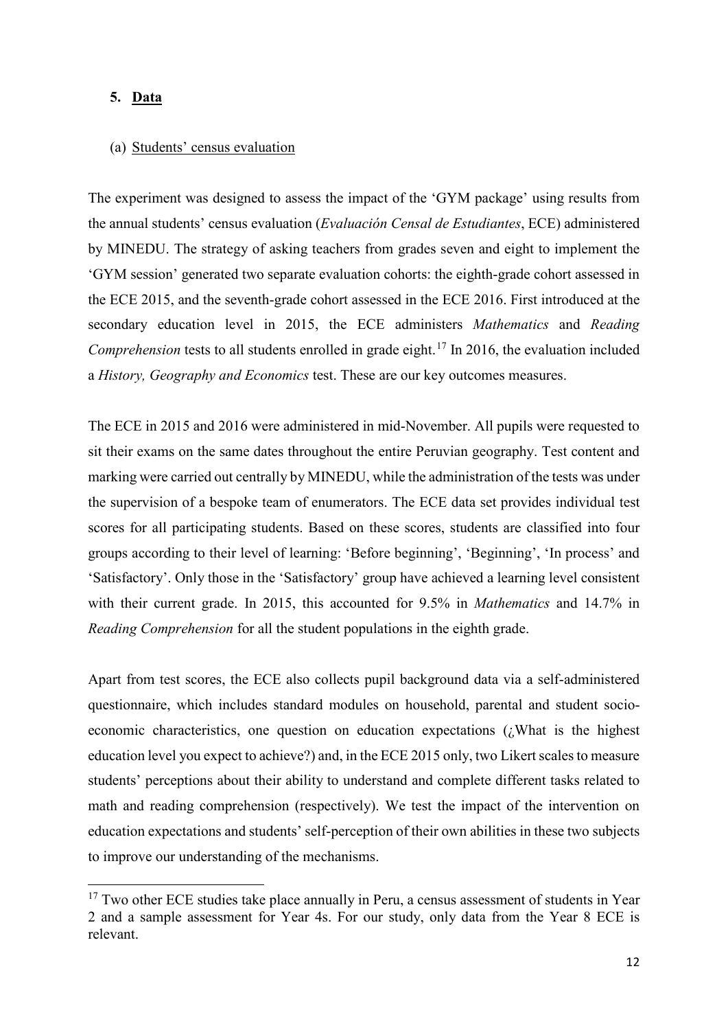## 5. Data

### (a) Students' census evaluation

The experiment was designed to assess the impact of the 'GYM package' using results from the annual students' census evaluation (*Evaluación Censal de Estudiantes*, ECE) administered by MINEDU. The strategy of asking teachers from grades seven and eight to implement the 'GYM session' generated two separate evaluation cohorts: the eighth-grade cohort assessed in the ECE 2015, and the seventh-grade cohort assessed in the ECE 2016. First introduced at the secondary education level in 2015, the ECE administers *Mathematics* and *Reading Comprehension* tests to all students enrolled in grade eight.[17] In 2016, the evaluation included a *History, Geography and Economics* test. These are our key outcomes measures.

The ECE in 2015 and 2016 were administered in mid-November. All pupils were requested to sit their exams on the same dates throughout the entire Peruvian geography. Test content and marking were carried out centrally by MINEDU, while the administration of the tests was under the supervision of a bespoke team of enumerators. The ECE data set provides individual test scores for all participating students. Based on these scores, students are classified into four groups according to their level of learning: 'Before beginning', 'Beginning', 'In process' and 'Satisfactory'. Only those in the 'Satisfactory' group have achieved a learning level consistent with their current grade. In 2015, this accounted for 9.5% in *Mathematics* and 14.7% in *Reading Comprehension* for all the student populations in the eighth grade.

Apart from test scores, the ECE also collects pupil background data via a self-administered questionnaire, which includes standard modules on household, parental and student socio-economic characteristics, one question on education expectations (¿What is the highest education level you expect to achieve?) and, in the ECE 2015 only, two Likert scales to measure students' perceptions about their ability to understand and complete different tasks related to math and reading comprehension (respectively). We test the impact of the intervention on education expectations and students' self-perception of their own abilities in these two subjects to improve our understanding of the mechanisms.

[17] Two other ECE studies take place annually in Peru, a census assessment of students in Year 2 and a sample assessment for Year 4s. For our study, only data from the Year 8 ECE is relevant.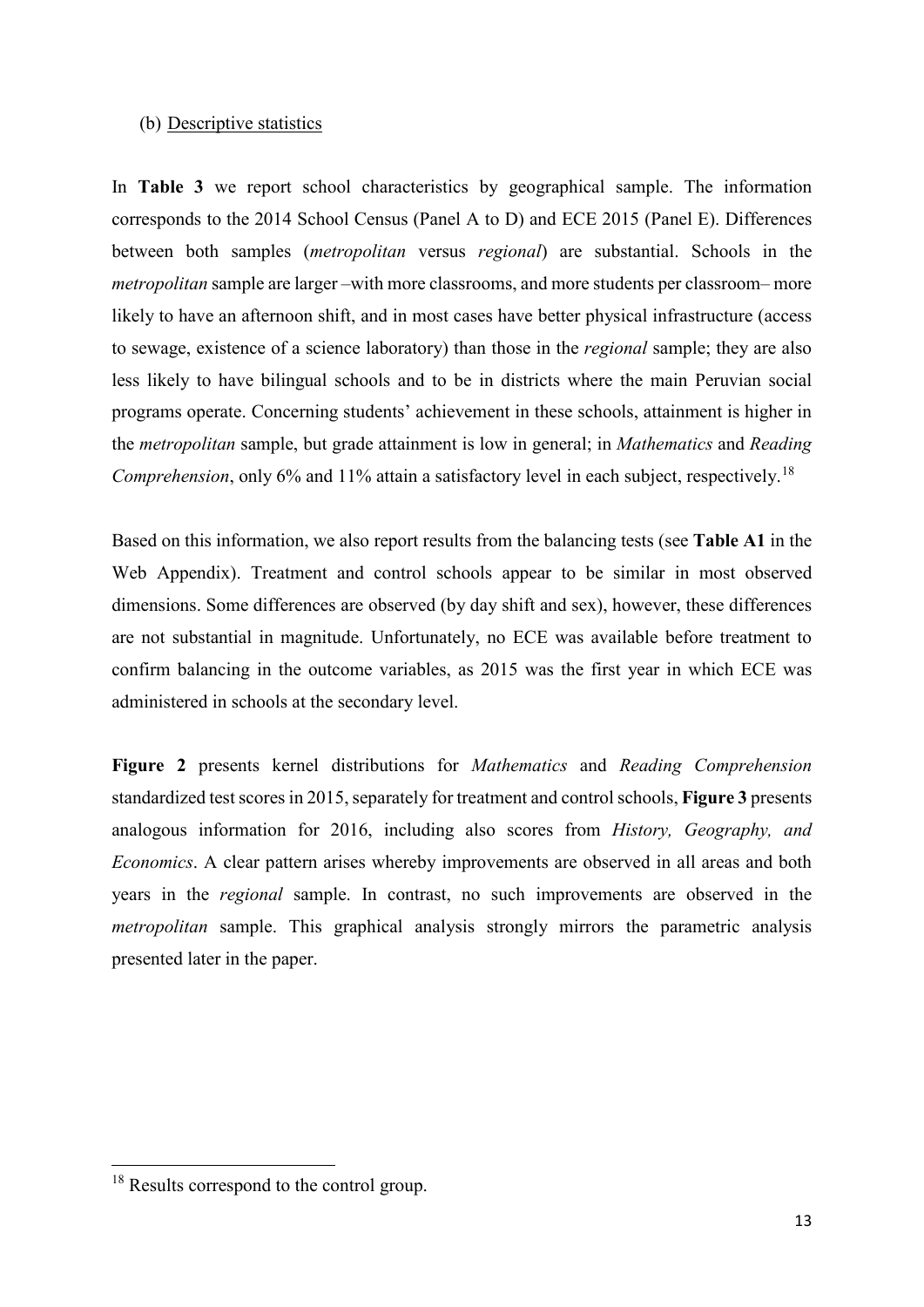(b) <u>Descriptive statistics</u>

In **Table 3** we report school characteristics by geographical sample. The information corresponds to the 2014 School Census (Panel A to D) and ECE 2015 (Panel E). Differences between both samples (*metropolitan* versus *regional*) are substantial. Schools in the *metropolitan* sample are larger –with more classrooms, and more students per classroom– more likely to have an afternoon shift, and in most cases have better physical infrastructure (access to sewage, existence of a science laboratory) than those in the *regional* sample; they are also less likely to have bilingual schools and to be in districts where the main Peruvian social programs operate. Concerning students' achievement in these schools, attainment is higher in the *metropolitan* sample, but grade attainment is low in general; in *Mathematics* and *Reading Comprehension*, only 6% and 11% attain a satisfactory level in each subject, respectively.[18]

Based on this information, we also report results from the balancing tests (see **Table A1** in the Web Appendix). Treatment and control schools appear to be similar in most observed dimensions. Some differences are observed (by day shift and sex), however, these differences are not substantial in magnitude. Unfortunately, no ECE was available before treatment to confirm balancing in the outcome variables, as 2015 was the first year in which ECE was administered in schools at the secondary level.

**Figure 2** presents kernel distributions for *Mathematics* and *Reading Comprehension* standardized test scores in 2015, separately for treatment and control schools, **Figure 3** presents analogous information for 2016, including also scores from *History, Geography, and Economics*. A clear pattern arises whereby improvements are observed in all areas and both years in the *regional* sample. In contrast, no such improvements are observed in the *metropolitan* sample. This graphical analysis strongly mirrors the parametric analysis presented later in the paper.

[18] Results correspond to the control group.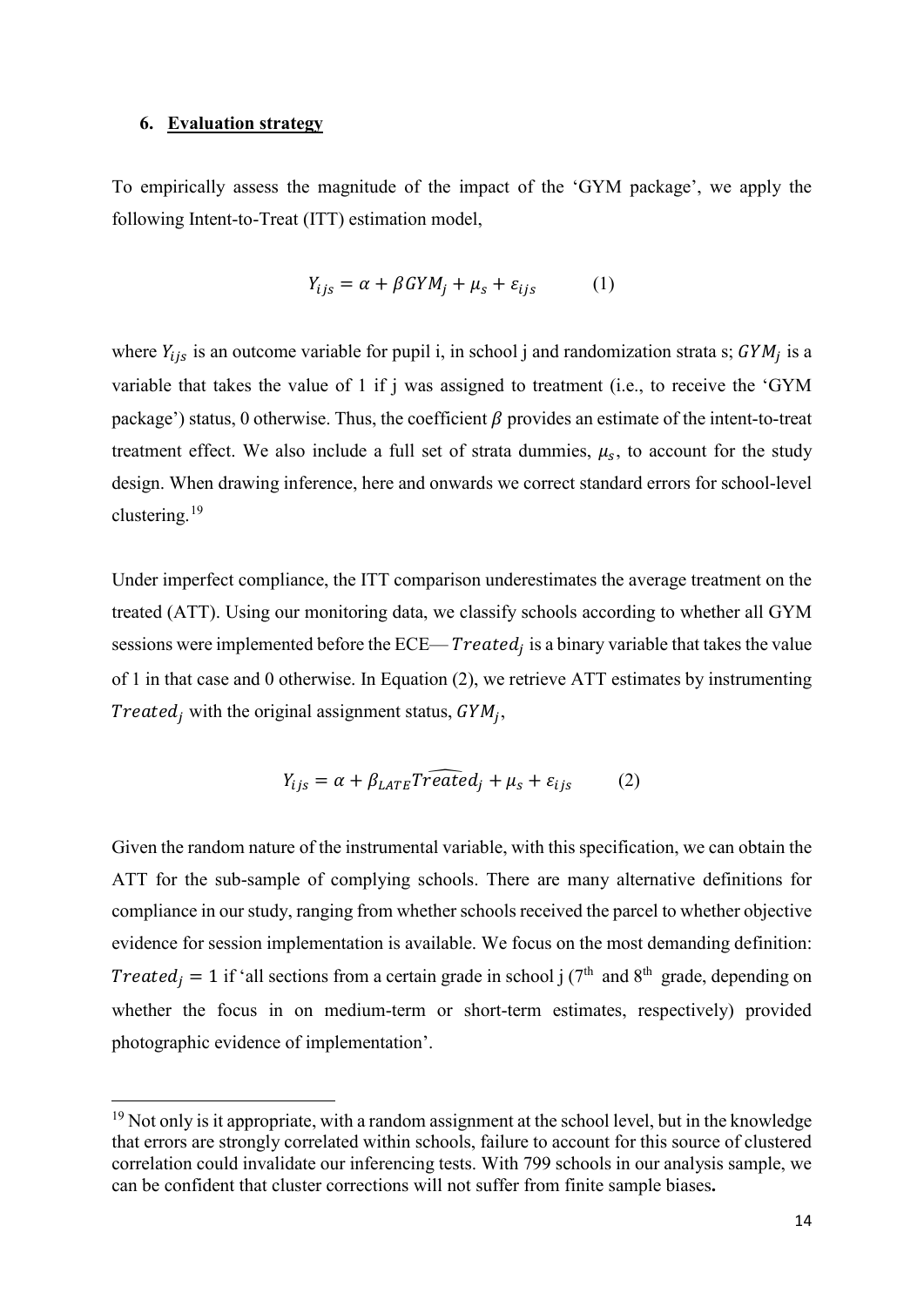## 6. Evaluation strategy

To empirically assess the magnitude of the impact of the 'GYM package', we apply the following Intent-to-Treat (ITT) estimation model,

$$Y_{ijs} = \alpha + \beta GYM_j + \mu_s + \varepsilon_{ijs} \qquad (1)$$

where $Y_{ijs}$ is an outcome variable for pupil i, in school j and randomization strata s; $GYM_j$ is a variable that takes the value of 1 if j was assigned to treatment (i.e., to receive the 'GYM package') status, 0 otherwise. Thus, the coefficient $\beta$ provides an estimate of the intent-to-treat treatment effect. We also include a full set of strata dummies, $\mu_s$, to account for the study design. When drawing inference, here and onwards we correct standard errors for school-level clustering.[19]

Under imperfect compliance, the ITT comparison underestimates the average treatment on the treated (ATT). Using our monitoring data, we classify schools according to whether all GYM sessions were implemented before the ECE— $Treated_j$ is a binary variable that takes the value of 1 in that case and 0 otherwise. In Equation (2), we retrieve ATT estimates by instrumenting $Treated_j$ with the original assignment status, $GYM_j$,

$$Y_{ijs} = \alpha + \beta_{LATE} \widehat{Treated}_j + \mu_s + \varepsilon_{ijs} \qquad (2)$$

Given the random nature of the instrumental variable, with this specification, we can obtain the ATT for the sub-sample of complying schools. There are many alternative definitions for compliance in our study, ranging from whether schools received the parcel to whether objective evidence for session implementation is available. We focus on the most demanding definition: $Treated_j = 1$ if 'all sections from a certain grade in school j (7th and 8th grade, depending on whether the focus in on medium-term or short-term estimates, respectively) provided photographic evidence of implementation'.

[19] Not only is it appropriate, with a random assignment at the school level, but in the knowledge that errors are strongly correlated within schools, failure to account for this source of clustered correlation could invalidate our inferencing tests. With 799 schools in our analysis sample, we can be confident that cluster corrections will not suffer from finite sample biases**.**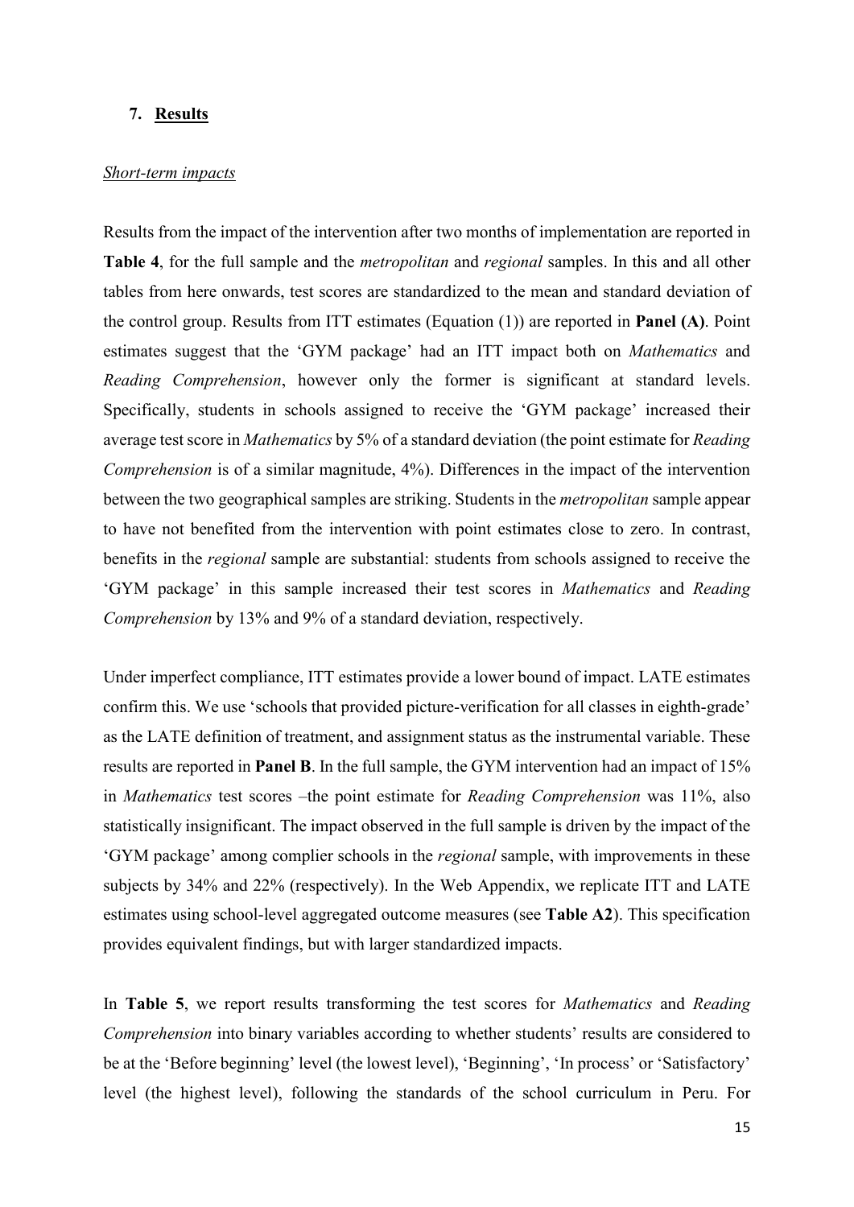## 7. Results

*Short-term impacts*

Results from the impact of the intervention after two months of implementation are reported in **Table 4**, for the full sample and the *metropolitan* and *regional* samples. In this and all other tables from here onwards, test scores are standardized to the mean and standard deviation of the control group. Results from ITT estimates (Equation (1)) are reported in **Panel (A)**. Point estimates suggest that the 'GYM package' had an ITT impact both on *Mathematics* and *Reading Comprehension*, however only the former is significant at standard levels. Specifically, students in schools assigned to receive the 'GYM package' increased their average test score in *Mathematics* by 5% of a standard deviation (the point estimate for *Reading Comprehension* is of a similar magnitude, 4%). Differences in the impact of the intervention between the two geographical samples are striking. Students in the *metropolitan* sample appear to have not benefited from the intervention with point estimates close to zero. In contrast, benefits in the *regional* sample are substantial: students from schools assigned to receive the 'GYM package' in this sample increased their test scores in *Mathematics* and *Reading Comprehension* by 13% and 9% of a standard deviation, respectively.

Under imperfect compliance, ITT estimates provide a lower bound of impact. LATE estimates confirm this. We use 'schools that provided picture-verification for all classes in eighth-grade' as the LATE definition of treatment, and assignment status as the instrumental variable. These results are reported in **Panel B**. In the full sample, the GYM intervention had an impact of 15% in *Mathematics* test scores –the point estimate for *Reading Comprehension* was 11%, also statistically insignificant. The impact observed in the full sample is driven by the impact of the 'GYM package' among complier schools in the *regional* sample, with improvements in these subjects by 34% and 22% (respectively). In the Web Appendix, we replicate ITT and LATE estimates using school-level aggregated outcome measures (see **Table A2**). This specification provides equivalent findings, but with larger standardized impacts.

In **Table 5**, we report results transforming the test scores for *Mathematics* and *Reading Comprehension* into binary variables according to whether students' results are considered to be at the 'Before beginning' level (the lowest level), 'Beginning', 'In process' or 'Satisfactory' level (the highest level), following the standards of the school curriculum in Peru. For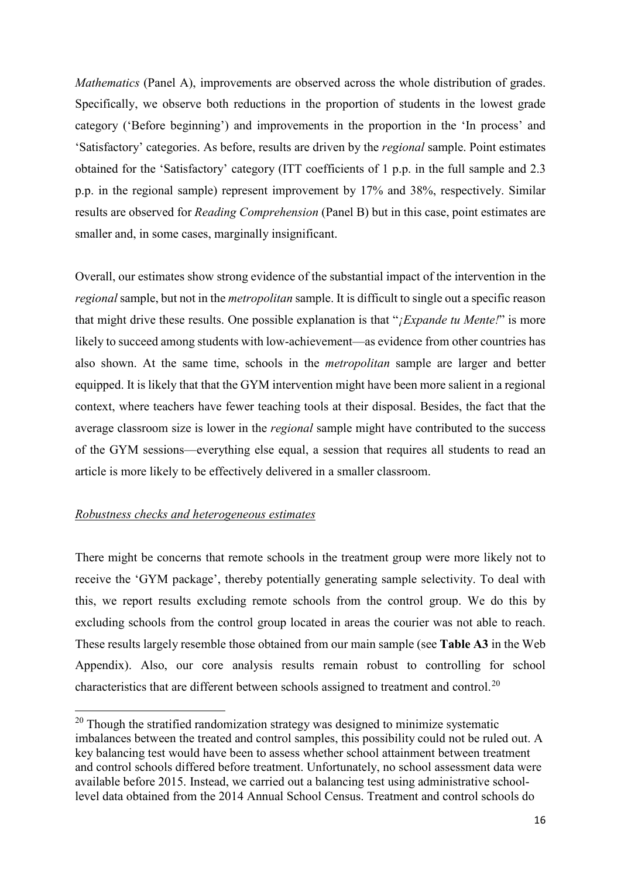*Mathematics* (Panel A), improvements are observed across the whole distribution of grades. Specifically, we observe both reductions in the proportion of students in the lowest grade category ('Before beginning') and improvements in the proportion in the 'In process' and 'Satisfactory' categories. As before, results are driven by the *regional* sample. Point estimates obtained for the 'Satisfactory' category (ITT coefficients of 1 p.p. in the full sample and 2.3 p.p. in the regional sample) represent improvement by 17% and 38%, respectively. Similar results are observed for *Reading Comprehension* (Panel B) but in this case, point estimates are smaller and, in some cases, marginally insignificant.

Overall, our estimates show strong evidence of the substantial impact of the intervention in the *regional* sample, but not in the *metropolitan* sample. It is difficult to single out a specific reason that might drive these results. One possible explanation is that "*¡Expande tu Mente!*" is more likely to succeed among students with low-achievement—as evidence from other countries has also shown. At the same time, schools in the *metropolitan* sample are larger and better equipped. It is likely that that the GYM intervention might have been more salient in a regional context, where teachers have fewer teaching tools at their disposal. Besides, the fact that the average classroom size is lower in the *regional* sample might have contributed to the success of the GYM sessions—everything else equal, a session that requires all students to read an article is more likely to be effectively delivered in a smaller classroom.

*Robustness checks and heterogeneous estimates*

There might be concerns that remote schools in the treatment group were more likely not to receive the 'GYM package', thereby potentially generating sample selectivity. To deal with this, we report results excluding remote schools from the control group. We do this by excluding schools from the control group located in areas the courier was not able to reach. These results largely resemble those obtained from our main sample (see **Table A3** in the Web Appendix). Also, our core analysis results remain robust to controlling for school characteristics that are different between schools assigned to treatment and control.[20]

[20] Though the stratified randomization strategy was designed to minimize systematic imbalances between the treated and control samples, this possibility could not be ruled out. A key balancing test would have been to assess whether school attainment between treatment and control schools differed before treatment. Unfortunately, no school assessment data were available before 2015. Instead, we carried out a balancing test using administrative school-level data obtained from the 2014 Annual School Census. Treatment and control schools do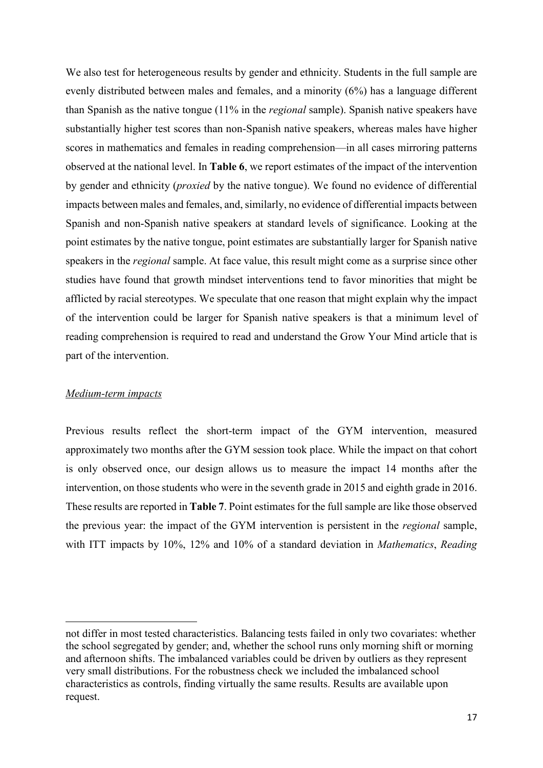We also test for heterogeneous results by gender and ethnicity. Students in the full sample are evenly distributed between males and females, and a minority (6%) has a language different than Spanish as the native tongue (11% in the *regional* sample). Spanish native speakers have substantially higher test scores than non-Spanish native speakers, whereas males have higher scores in mathematics and females in reading comprehension—in all cases mirroring patterns observed at the national level. In **Table 6**, we report estimates of the impact of the intervention by gender and ethnicity (*proxied* by the native tongue). We found no evidence of differential impacts between males and females, and, similarly, no evidence of differential impacts between Spanish and non-Spanish native speakers at standard levels of significance. Looking at the point estimates by the native tongue, point estimates are substantially larger for Spanish native speakers in the *regional* sample. At face value, this result might come as a surprise since other studies have found that growth mindset interventions tend to favor minorities that might be afflicted by racial stereotypes. We speculate that one reason that might explain why the impact of the intervention could be larger for Spanish native speakers is that a minimum level of reading comprehension is required to read and understand the Grow Your Mind article that is part of the intervention.

*Medium-term impacts*

Previous results reflect the short-term impact of the GYM intervention, measured approximately two months after the GYM session took place. While the impact on that cohort is only observed once, our design allows us to measure the impact 14 months after the intervention, on those students who were in the seventh grade in 2015 and eighth grade in 2016. These results are reported in **Table 7**. Point estimates for the full sample are like those observed the previous year: the impact of the GYM intervention is persistent in the *regional* sample, with ITT impacts by 10%, 12% and 10% of a standard deviation in *Mathematics*, *Reading*

---

not differ in most tested characteristics. Balancing tests failed in only two covariates: whether the school segregated by gender; and, whether the school runs only morning shift or morning and afternoon shifts. The imbalanced variables could be driven by outliers as they represent very small distributions. For the robustness check we included the imbalanced school characteristics as controls, finding virtually the same results. Results are available upon request.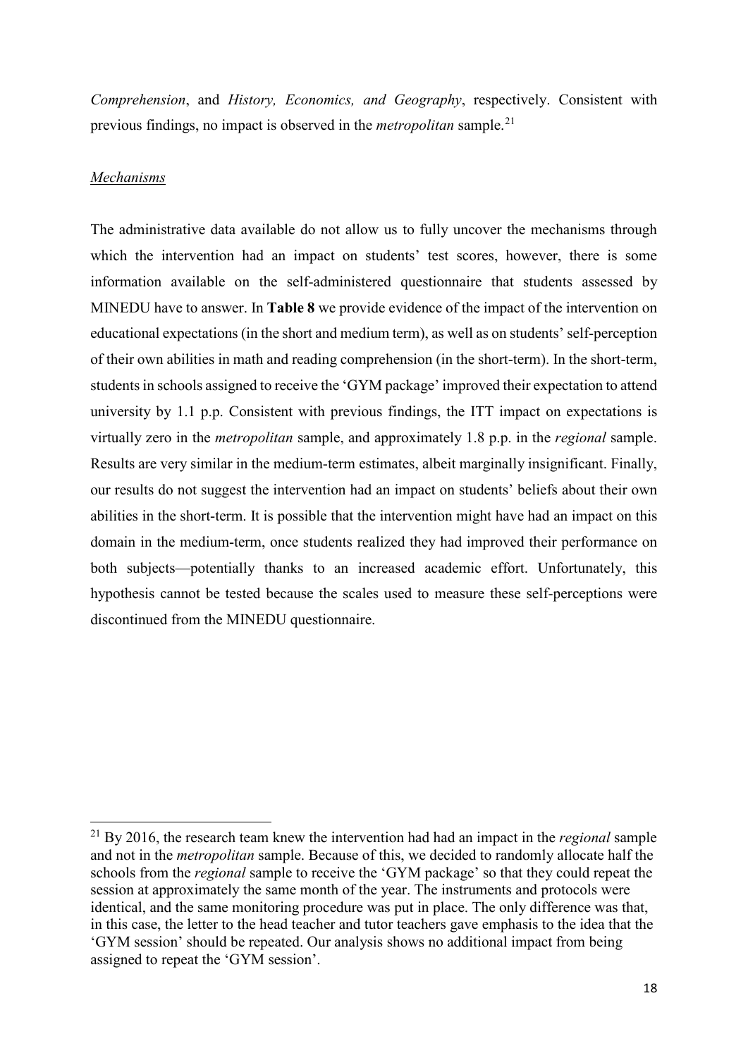*Comprehension*, and *History, Economics, and Geography*, respectively. Consistent with previous findings, no impact is observed in the *metropolitan* sample.[21]

*Mechanisms*

The administrative data available do not allow us to fully uncover the mechanisms through which the intervention had an impact on students' test scores, however, there is some information available on the self-administered questionnaire that students assessed by MINEDU have to answer. In **Table 8** we provide evidence of the impact of the intervention on educational expectations (in the short and medium term), as well as on students' self-perception of their own abilities in math and reading comprehension (in the short-term). In the short-term, students in schools assigned to receive the 'GYM package' improved their expectation to attend university by 1.1 p.p. Consistent with previous findings, the ITT impact on expectations is virtually zero in the *metropolitan* sample, and approximately 1.8 p.p. in the *regional* sample. Results are very similar in the medium-term estimates, albeit marginally insignificant. Finally, our results do not suggest the intervention had an impact on students' beliefs about their own abilities in the short-term. It is possible that the intervention might have had an impact on this domain in the medium-term, once students realized they had improved their performance on both subjects—potentially thanks to an increased academic effort. Unfortunately, this hypothesis cannot be tested because the scales used to measure these self-perceptions were discontinued from the MINEDU questionnaire.

[21] By 2016, the research team knew the intervention had had an impact in the *regional* sample and not in the *metropolitan* sample. Because of this, we decided to randomly allocate half the schools from the *regional* sample to receive the 'GYM package' so that they could repeat the session at approximately the same month of the year. The instruments and protocols were identical, and the same monitoring procedure was put in place. The only difference was that, in this case, the letter to the head teacher and tutor teachers gave emphasis to the idea that the 'GYM session' should be repeated. Our analysis shows no additional impact from being assigned to repeat the 'GYM session'.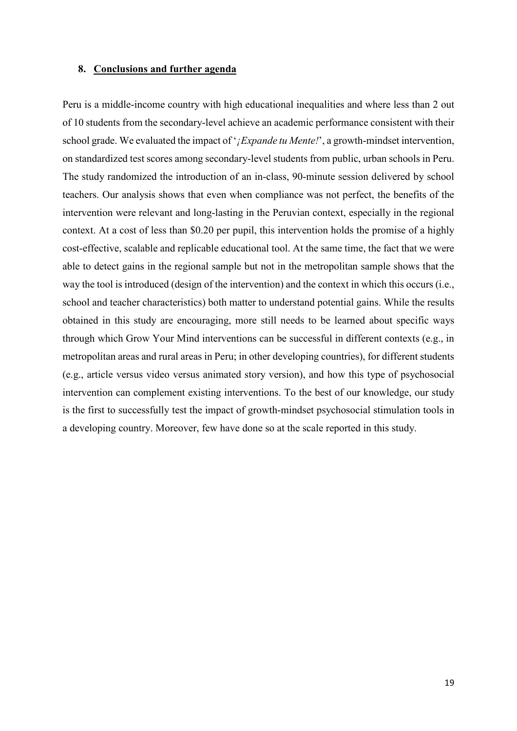## 8. Conclusions and further agenda

Peru is a middle-income country with high educational inequalities and where less than 2 out of 10 students from the secondary-level achieve an academic performance consistent with their school grade. We evaluated the impact of '*¡Expande tu Mente!*', a growth-mindset intervention, on standardized test scores among secondary-level students from public, urban schools in Peru. The study randomized the introduction of an in-class, 90-minute session delivered by school teachers. Our analysis shows that even when compliance was not perfect, the benefits of the intervention were relevant and long-lasting in the Peruvian context, especially in the regional context. At a cost of less than $0.20 per pupil, this intervention holds the promise of a highly cost-effective, scalable and replicable educational tool. At the same time, the fact that we were able to detect gains in the regional sample but not in the metropolitan sample shows that the way the tool is introduced (design of the intervention) and the context in which this occurs (i.e., school and teacher characteristics) both matter to understand potential gains. While the results obtained in this study are encouraging, more still needs to be learned about specific ways through which Grow Your Mind interventions can be successful in different contexts (e.g., in metropolitan areas and rural areas in Peru; in other developing countries), for different students (e.g., article versus video versus animated story version), and how this type of psychosocial intervention can complement existing interventions. To the best of our knowledge, our study is the first to successfully test the impact of growth-mindset psychosocial stimulation tools in a developing country. Moreover, few have done so at the scale reported in this study.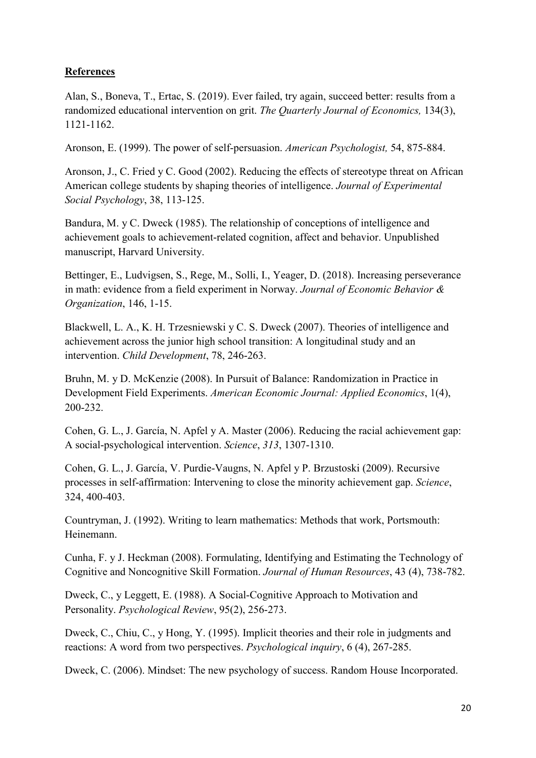## References

Alan, S., Boneva, T., Ertac, S. (2019). Ever failed, try again, succeed better: results from a randomized educational intervention on grit. *The Quarterly Journal of Economics,* 134(3), 1121-1162.

Aronson, E. (1999). The power of self-persuasion. *American Psychologist,* 54, 875-884.

Aronson, J., C. Fried y C. Good (2002). Reducing the effects of stereotype threat on African American college students by shaping theories of intelligence. *Journal of Experimental Social Psychology*, 38, 113-125.

Bandura, M. y C. Dweck (1985). The relationship of conceptions of intelligence and achievement goals to achievement-related cognition, affect and behavior. Unpublished manuscript, Harvard University.

Bettinger, E., Ludvigsen, S., Rege, M., Solli, I., Yeager, D. (2018). Increasing perseverance in math: evidence from a field experiment in Norway. *Journal of Economic Behavior & Organization*, 146, 1-15.

Blackwell, L. A., K. H. Trzesniewski y C. S. Dweck (2007). Theories of intelligence and achievement across the junior high school transition: A longitudinal study and an intervention. *Child Development*, 78, 246-263.

Bruhn, M. y D. McKenzie (2008). In Pursuit of Balance: Randomization in Practice in Development Field Experiments. *American Economic Journal: Applied Economics*, 1(4), 200-232.

Cohen, G. L., J. García, N. Apfel y A. Master (2006). Reducing the racial achievement gap: A social-psychological intervention. *Science*, *313*, 1307-1310.

Cohen, G. L., J. García, V. Purdie-Vaugns, N. Apfel y P. Brzustoski (2009). Recursive processes in self-affirmation: Intervening to close the minority achievement gap. *Science*, 324, 400-403.

Countryman, J. (1992). Writing to learn mathematics: Methods that work, Portsmouth: Heinemann.

Cunha, F. y J. Heckman (2008). Formulating, Identifying and Estimating the Technology of Cognitive and Noncognitive Skill Formation. *Journal of Human Resources*, 43 (4), 738-782.

Dweck, C., y Leggett, E. (1988). A Social-Cognitive Approach to Motivation and Personality. *Psychological Review*, 95(2), 256-273.

Dweck, C., Chiu, C., y Hong, Y. (1995). Implicit theories and their role in judgments and reactions: A word from two perspectives. *Psychological inquiry*, 6 (4), 267-285.

Dweck, C. (2006). Mindset: The new psychology of success. Random House Incorporated.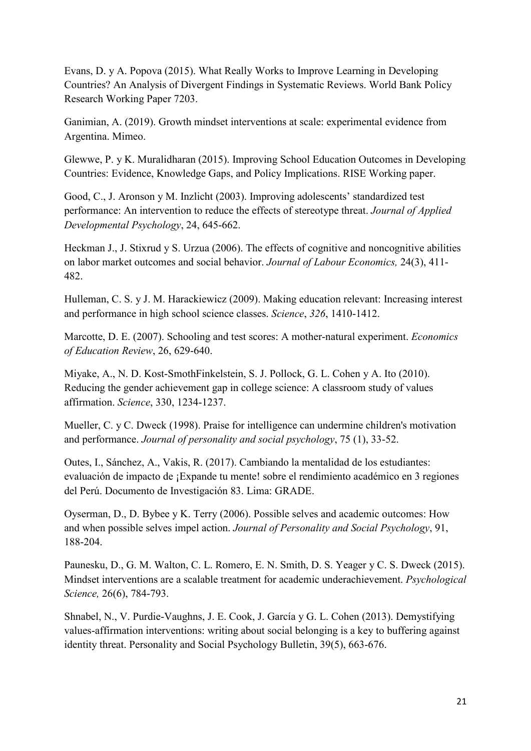Evans, D. y A. Popova (2015). What Really Works to Improve Learning in Developing Countries? An Analysis of Divergent Findings in Systematic Reviews. World Bank Policy Research Working Paper 7203.

Ganimian, A. (2019). Growth mindset interventions at scale: experimental evidence from Argentina. Mimeo.

Glewwe, P. y K. Muralidharan (2015). Improving School Education Outcomes in Developing Countries: Evidence, Knowledge Gaps, and Policy Implications. RISE Working paper.

Good, C., J. Aronson y M. Inzlicht (2003). Improving adolescents' standardized test performance: An intervention to reduce the effects of stereotype threat. *Journal of Applied Developmental Psychology*, 24, 645-662.

Heckman J., J. Stixrud y S. Urzua (2006). The effects of cognitive and noncognitive abilities on labor market outcomes and social behavior. *Journal of Labour Economics,* 24(3), 411-482.

Hulleman, C. S. y J. M. Harackiewicz (2009). Making education relevant: Increasing interest and performance in high school science classes. *Science*, *326*, 1410-1412.

Marcotte, D. E. (2007). Schooling and test scores: A mother-natural experiment. *Economics of Education Review*, 26, 629-640.

Miyake, A., N. D. Kost-SmothFinkelstein, S. J. Pollock, G. L. Cohen y A. Ito (2010). Reducing the gender achievement gap in college science: A classroom study of values affirmation. *Science*, 330, 1234-1237.

Mueller, C. y C. Dweck (1998). Praise for intelligence can undermine children's motivation and performance. *Journal of personality and social psychology*, 75 (1), 33-52.

Outes, I., Sánchez, A., Vakis, R. (2017). Cambiando la mentalidad de los estudiantes: evaluación de impacto de ¡Expande tu mente! sobre el rendimiento académico en 3 regiones del Perú. Documento de Investigación 83. Lima: GRADE.

Oyserman, D., D. Bybee y K. Terry (2006). Possible selves and academic outcomes: How and when possible selves impel action. *Journal of Personality and Social Psychology*, 91, 188-204.

Paunesku, D., G. M. Walton, C. L. Romero, E. N. Smith, D. S. Yeager y C. S. Dweck (2015). Mindset interventions are a scalable treatment for academic underachievement. *Psychological Science,* 26(6), 784-793.

Shnabel, N., V. Purdie-Vaughns, J. E. Cook, J. García y G. L. Cohen (2013). Demystifying values-affirmation interventions: writing about social belonging is a key to buffering against identity threat. Personality and Social Psychology Bulletin, 39(5), 663-676.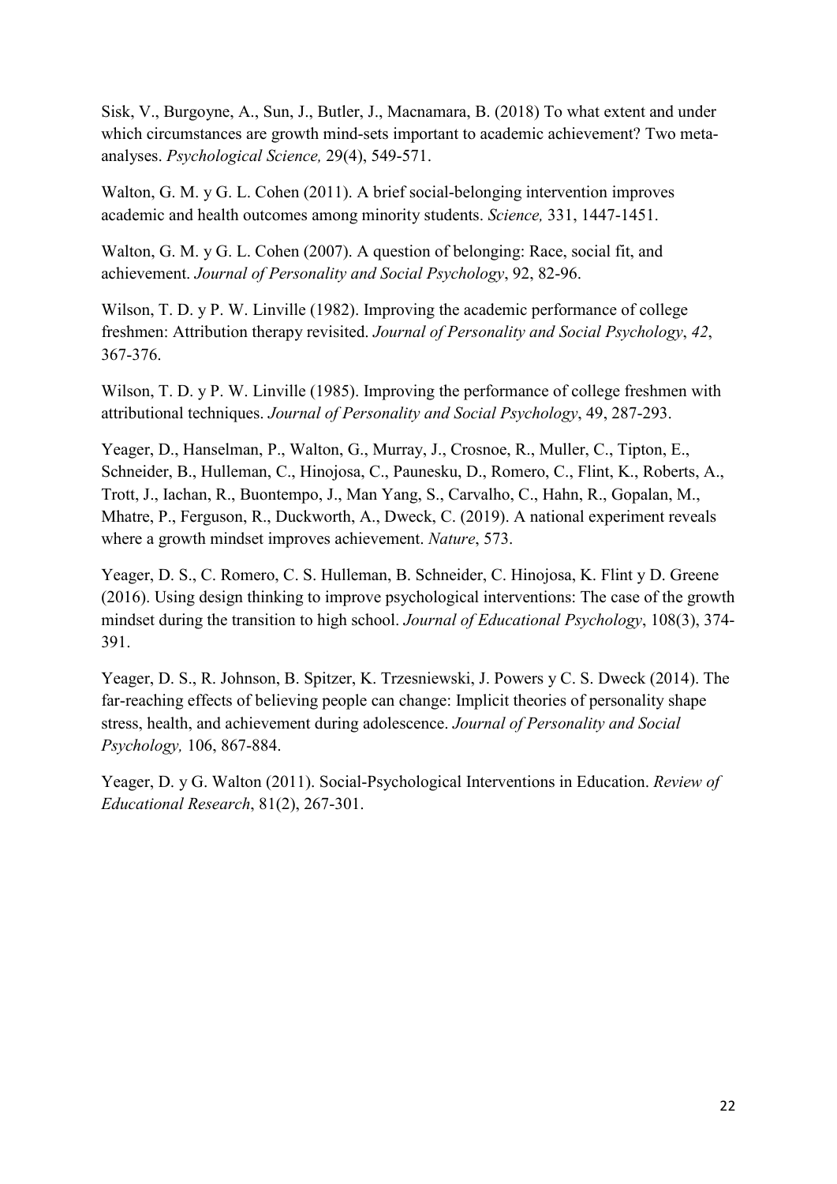Sisk, V., Burgoyne, A., Sun, J., Butler, J., Macnamara, B. (2018) To what extent and under which circumstances are growth mind-sets important to academic achievement? Two meta-analyses. *Psychological Science,* 29(4), 549-571.

Walton, G. M. y G. L. Cohen (2011). A brief social-belonging intervention improves academic and health outcomes among minority students. *Science,* 331, 1447-1451.

Walton, G. M. y G. L. Cohen (2007). A question of belonging: Race, social fit, and achievement. *Journal of Personality and Social Psychology*, 92, 82-96.

Wilson, T. D. y P. W. Linville (1982). Improving the academic performance of college freshmen: Attribution therapy revisited. *Journal of Personality and Social Psychology*, *42*, 367-376.

Wilson, T. D. y P. W. Linville (1985). Improving the performance of college freshmen with attributional techniques. *Journal of Personality and Social Psychology*, 49, 287-293.

Yeager, D., Hanselman, P., Walton, G., Murray, J., Crosnoe, R., Muller, C., Tipton, E., Schneider, B., Hulleman, C., Hinojosa, C., Paunesku, D., Romero, C., Flint, K., Roberts, A., Trott, J., Iachan, R., Buontempo, J., Man Yang, S., Carvalho, C., Hahn, R., Gopalan, M., Mhatre, P., Ferguson, R., Duckworth, A., Dweck, C. (2019). A national experiment reveals where a growth mindset improves achievement. *Nature*, 573.

Yeager, D. S., C. Romero, C. S. Hulleman, B. Schneider, C. Hinojosa, K. Flint y D. Greene (2016). Using design thinking to improve psychological interventions: The case of the growth mindset during the transition to high school. *Journal of Educational Psychology*, 108(3), 374-391.

Yeager, D. S., R. Johnson, B. Spitzer, K. Trzesniewski, J. Powers y C. S. Dweck (2014). The far-reaching effects of believing people can change: Implicit theories of personality shape stress, health, and achievement during adolescence. *Journal of Personality and Social Psychology,* 106, 867-884.

Yeager, D. y G. Walton (2011). Social-Psychological Interventions in Education. *Review of Educational Research*, 81(2), 267-301.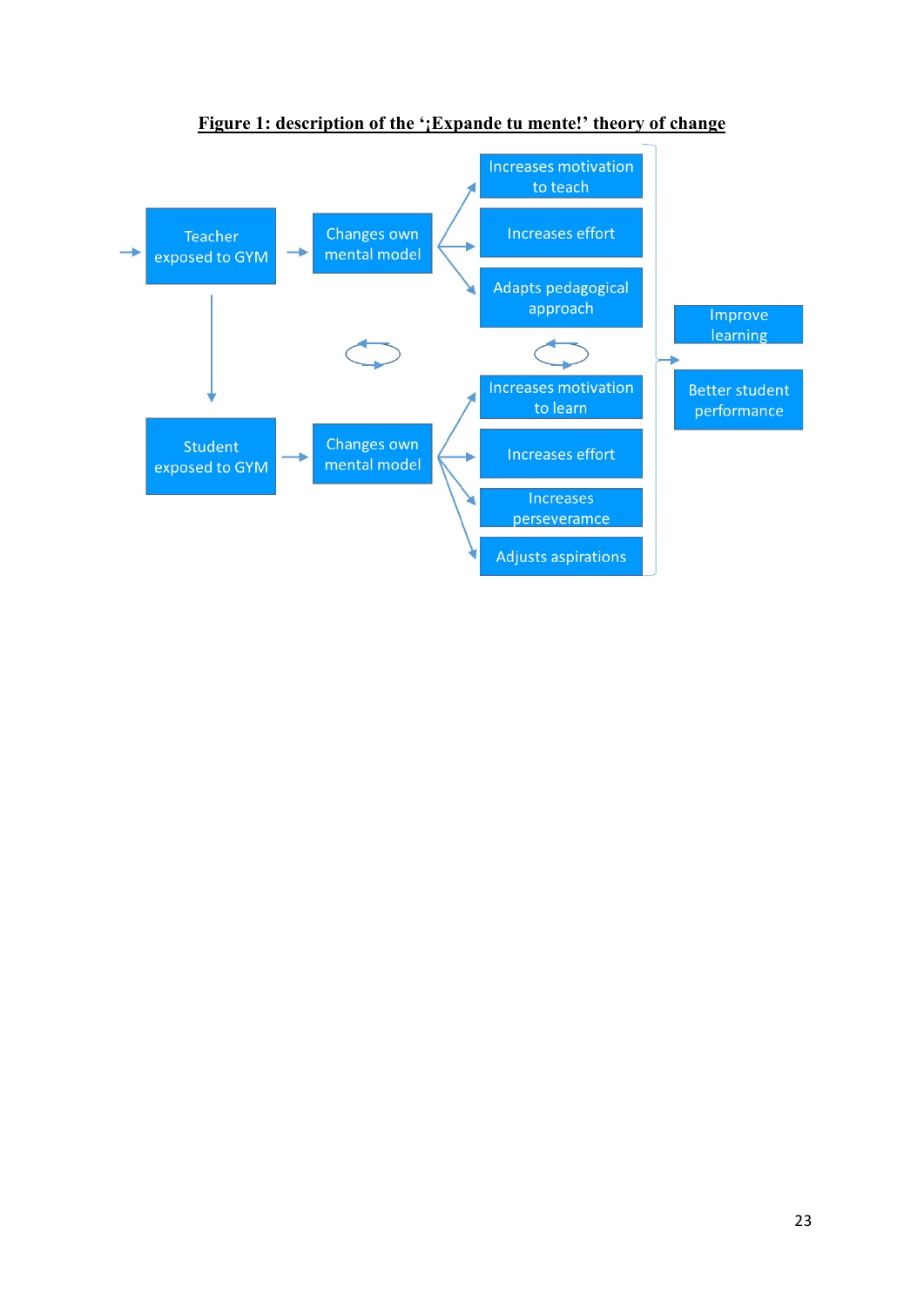**Figure 1: description of the '¡Expande tu mente!' theory of change**

Teacher exposed to GYM → Changes own mental model → Increases motivation to teach; Increases effort; Adapts pedagogical approach

Student exposed to GYM → Changes own mental model → Increases motivation to learn; Increases effort; Increases perseveramce; Adjusts aspirations

→ Improve learning; Better student performance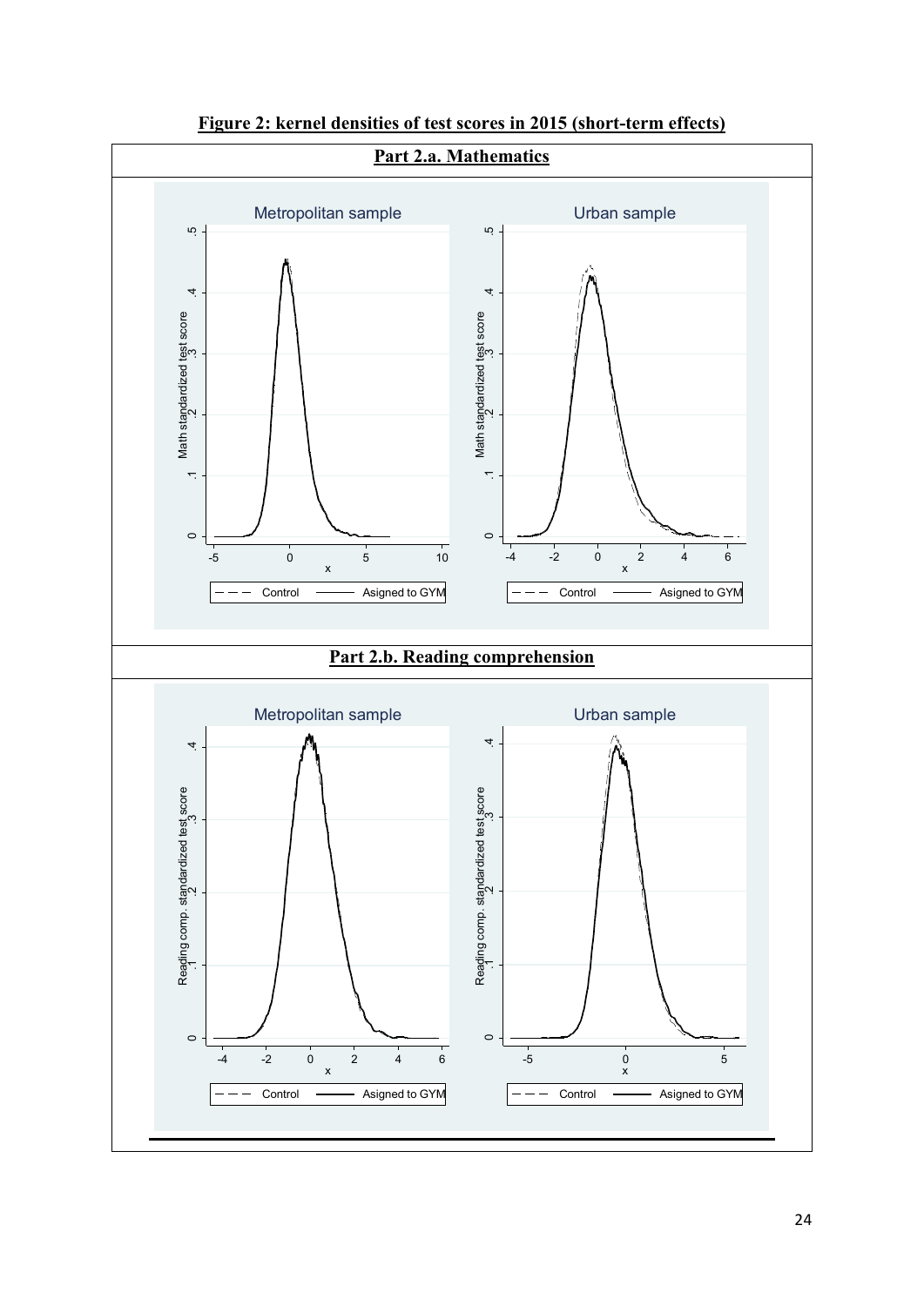**Figure 2: kernel densities of test scores in 2015 (short-term effects)**

**Part 2.a. Mathematics**

**Part 2.b. Reading comprehension**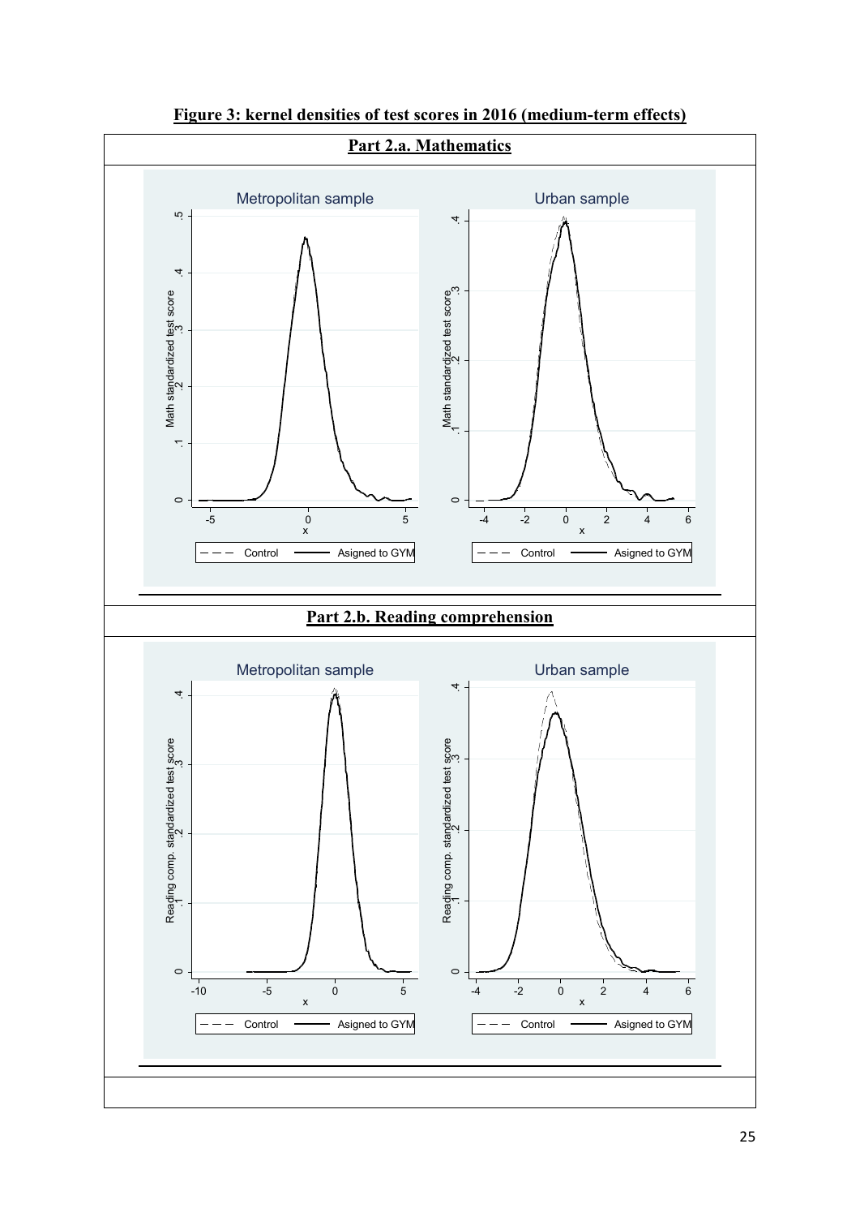**Figure 3: kernel densities of test scores in 2016 (medium-term effects)**

**Part 2.a. Mathematics**

**Part 2.b. Reading comprehension**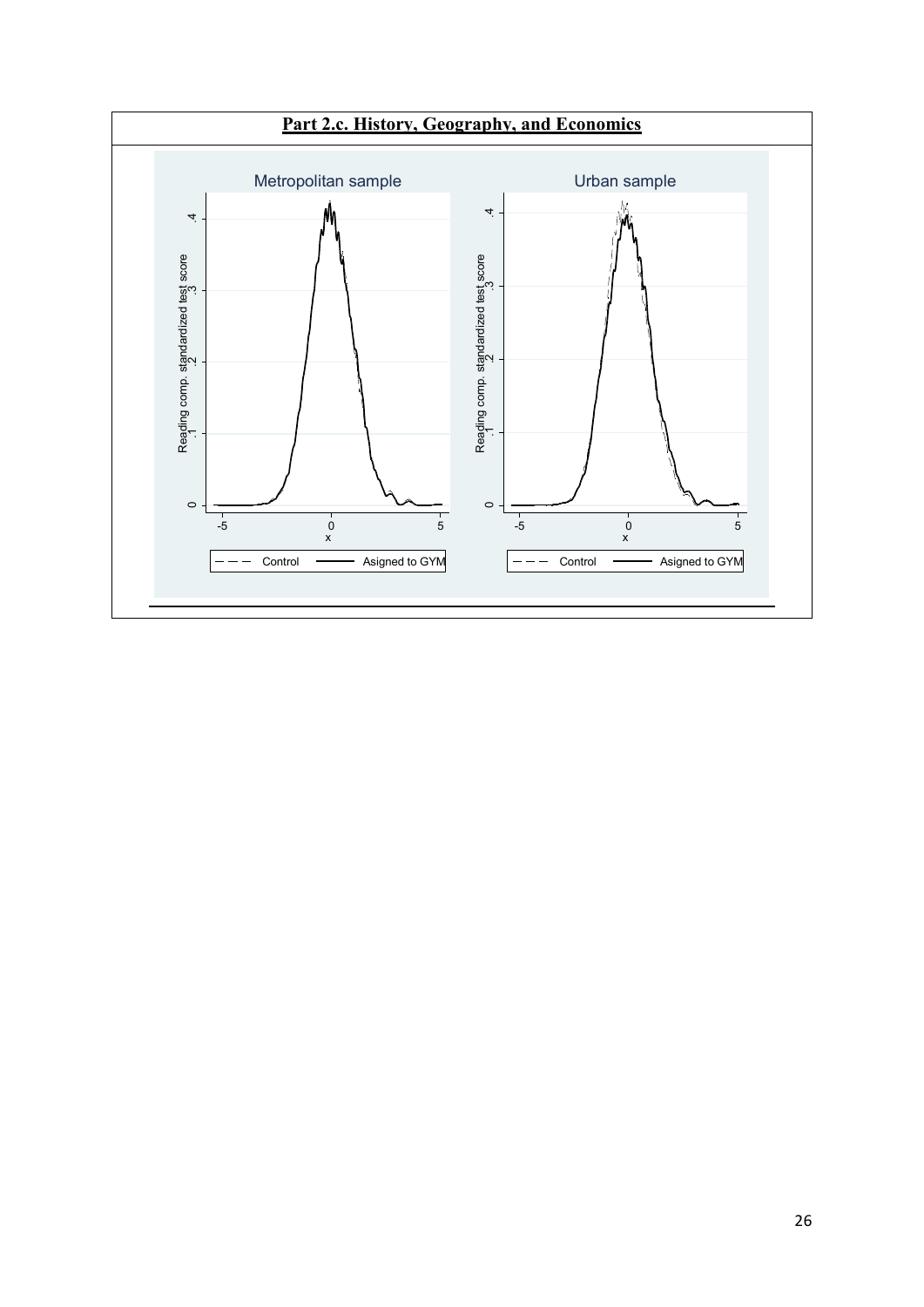**Part 2.c. History, Geography, and Economics**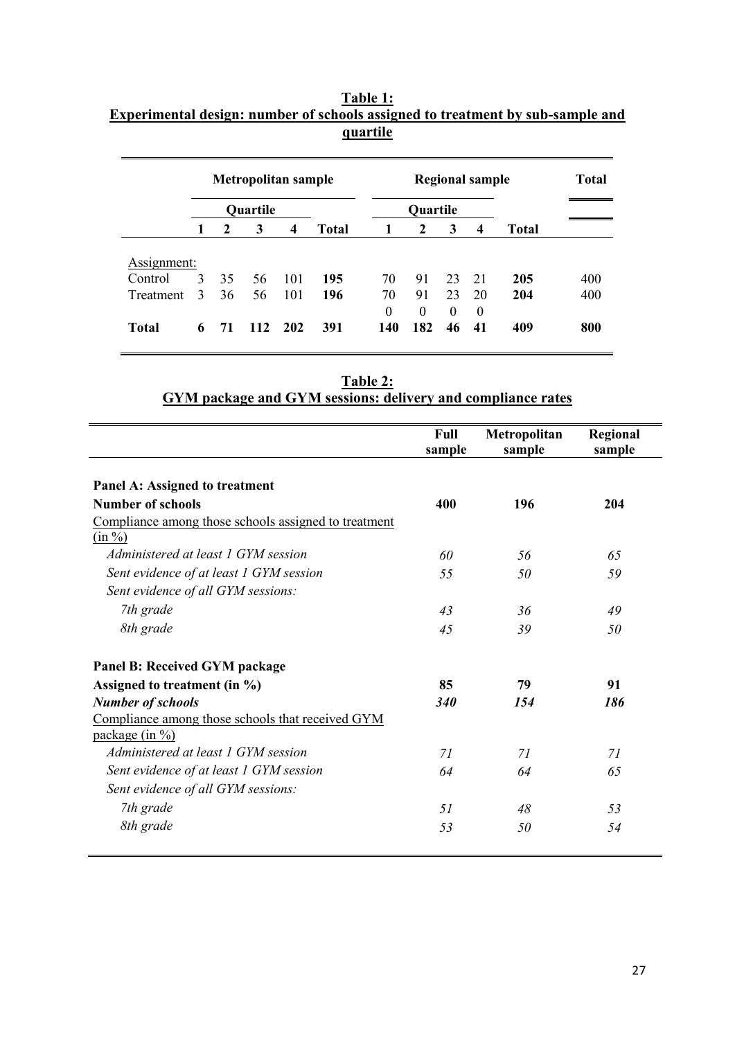**Table 1:**
**Experimental design: number of schools assigned to treatment by sub-sample and quartile**

| | Metropolitan sample | | | | | Regional sample | | | | | Total |
|---|---|---|---|---|---|---|---|---|---|---|---|
| | Quartile | | | | | Quartile | | | | | |
| | **1** | **2** | **3** | **4** | **Total** | **1** | **2** | **3** | **4** | **Total** | |
| Assignment: | | | | | | | | | | | |
| Control | 3 | 35 | 56 | 101 | **195** | 70 | 91 | 23 | 21 | **205** | 400 |
| Treatment | 3 | 36 | 56 | 101 | **196** | 70 | 91 | 23 | 20 | **204** | 400 |
| | | | | | | 0 | 0 | 0 | 0 | | |
| **Total** | **6** | **71** | **112** | **202** | **391** | **140** | **182** | **46** | **41** | **409** | **800** |

**Table 2:**
**GYM package and GYM sessions: delivery and compliance rates**

| | Full sample | Metropolitan sample | Regional sample |
|---|---|---|---|
| **Panel A: Assigned to treatment** | | | |
| **Number of schools** | **400** | **196** | **204** |
| Compliance among those schools assigned to treatment (in %) | | | |
| *Administered at least 1 GYM session* | *60* | *56* | *65* |
| *Sent evidence of at least 1 GYM session* | *55* | *50* | *59* |
| *Sent evidence of all GYM sessions:* | | | |
| *7th grade* | *43* | *36* | *49* |
| *8th grade* | *45* | *39* | *50* |
| **Panel B: Received GYM package** | | | |
| **Assigned to treatment (in %)** | **85** | **79** | **91** |
| ***Number of schools*** | ***340*** | ***154*** | ***186*** |
| Compliance among those schools that received GYM package (in %) | | | |
| *Administered at least 1 GYM session* | *71* | *71* | *71* |
| *Sent evidence of at least 1 GYM session* | *64* | *64* | *65* |
| *Sent evidence of all GYM sessions:* | | | |
| *7th grade* | *51* | *48* | *53* |
| *8th grade* | *53* | *50* | *54* |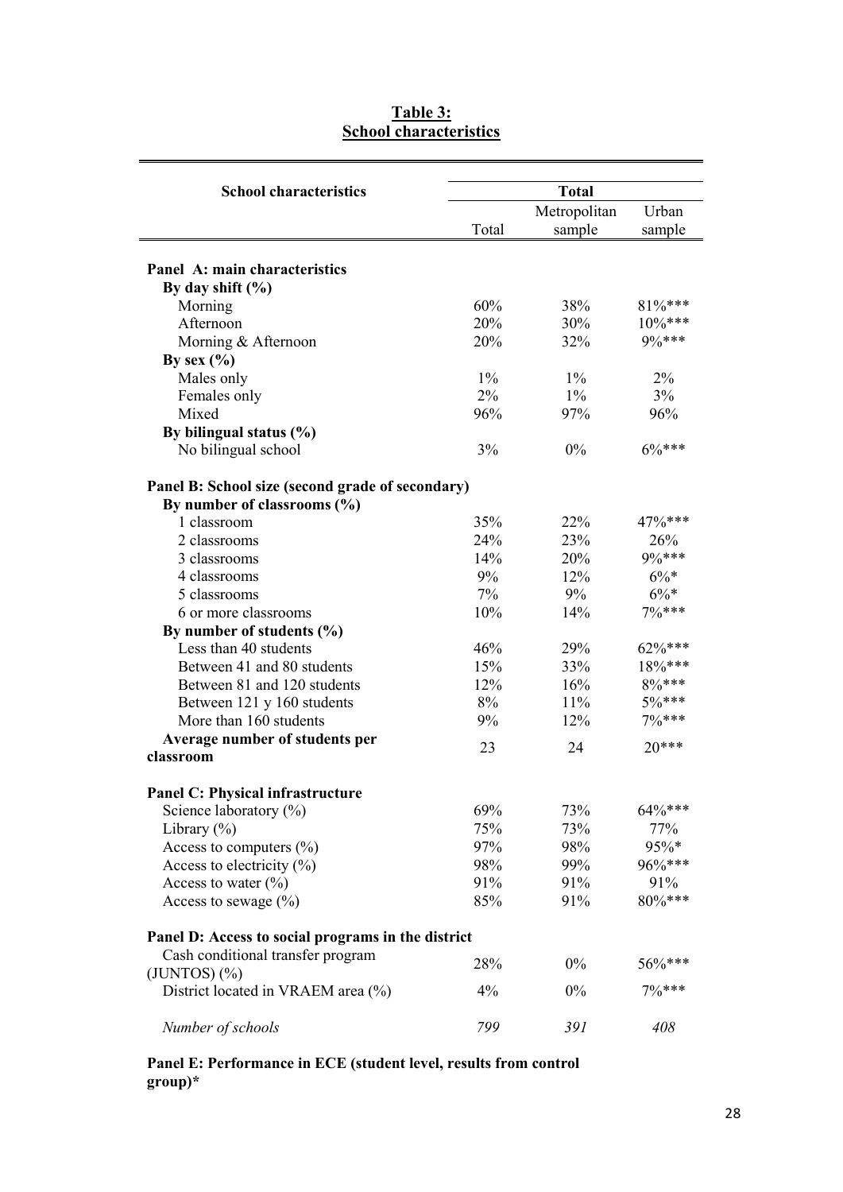**Table 3:**
**School characteristics**

| School characteristics | Total | | |
|---|---|---|---|
| | Total | Metropolitan sample | Urban sample |
| **Panel A: main characteristics** | | | |
| **By day shift (%)** | | | |
| Morning | 60% | 38% | 81%*** |
| Afternoon | 20% | 30% | 10%*** |
| Morning & Afternoon | 20% | 32% | 9%*** |
| **By sex (%)** | | | |
| Males only | 1% | 1% | 2% |
| Females only | 2% | 1% | 3% |
| Mixed | 96% | 97% | 96% |
| **By bilingual status (%)** | | | |
| No bilingual school | 3% | 0% | 6%*** |
| **Panel B: School size (second grade of secondary)** | | | |
| **By number of classrooms (%)** | | | |
| 1 classroom | 35% | 22% | 47%*** |
| 2 classrooms | 24% | 23% | 26% |
| 3 classrooms | 14% | 20% | 9%*** |
| 4 classrooms | 9% | 12% | 6%* |
| 5 classrooms | 7% | 9% | 6%* |
| 6 or more classrooms | 10% | 14% | 7%*** |
| **By number of students (%)** | | | |
| Less than 40 students | 46% | 29% | 62%*** |
| Between 41 and 80 students | 15% | 33% | 18%*** |
| Between 81 and 120 students | 12% | 16% | 8%*** |
| Between 121 y 160 students | 8% | 11% | 5%*** |
| More than 160 students | 9% | 12% | 7%*** |
| **Average number of students per classroom** | 23 | 24 | 20*** |
| **Panel C: Physical infrastructure** | | | |
| Science laboratory (%) | 69% | 73% | 64%*** |
| Library (%) | 75% | 73% | 77% |
| Access to computers (%) | 97% | 98% | 95%* |
| Access to electricity (%) | 98% | 99% | 96%*** |
| Access to water (%) | 91% | 91% | 91% |
| Access to sewage (%) | 85% | 91% | 80%*** |
| **Panel D: Access to social programs in the district** | | | |
| Cash conditional transfer program (JUNTOS) (%) | 28% | 0% | 56%*** |
| District located in VRAEM area (%) | 4% | 0% | 7%*** |
| *Number of schools* | *799* | *391* | *408* |

**Panel E: Performance in ECE (student level, results from control group)***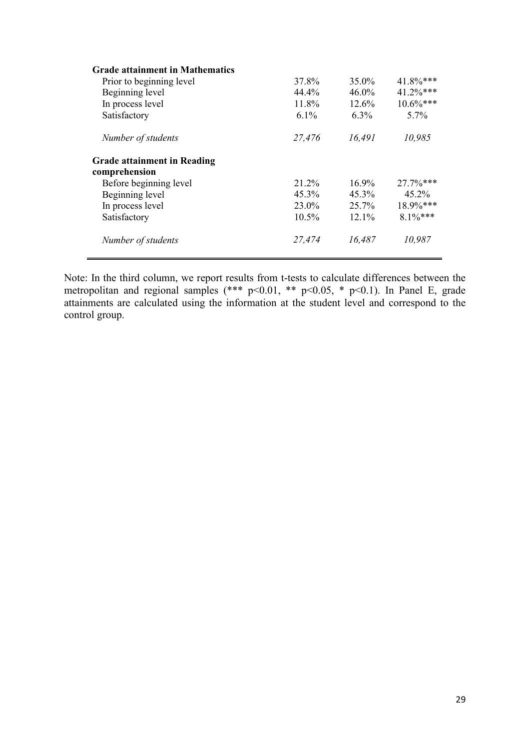| | | | |
|---|---|---|---|
| **Grade attainment in Mathematics** | | | |
| Prior to beginning level | 37.8% | 35.0% | 41.8%*** |
| Beginning level | 44.4% | 46.0% | 41.2%*** |
| In process level | 11.8% | 12.6% | 10.6%*** |
| Satisfactory | 6.1% | 6.3% | 5.7% |
| *Number of students* | *27,476* | *16,491* | *10,985* |
| **Grade attainment in Reading comprehension** | | | |
| Before beginning level | 21.2% | 16.9% | 27.7%*** |
| Beginning level | 45.3% | 45.3% | 45.2% |
| In process level | 23.0% | 25.7% | 18.9%*** |
| Satisfactory | 10.5% | 12.1% | 8.1%*** |
| *Number of students* | *27,474* | *16,487* | *10,987* |

Note: In the third column, we report results from t-tests to calculate differences between the metropolitan and regional samples (*** $p<0.01$, ** $p<0.05$, * $p<0.1$). In Panel E, grade attainments are calculated using the information at the student level and correspond to the control group.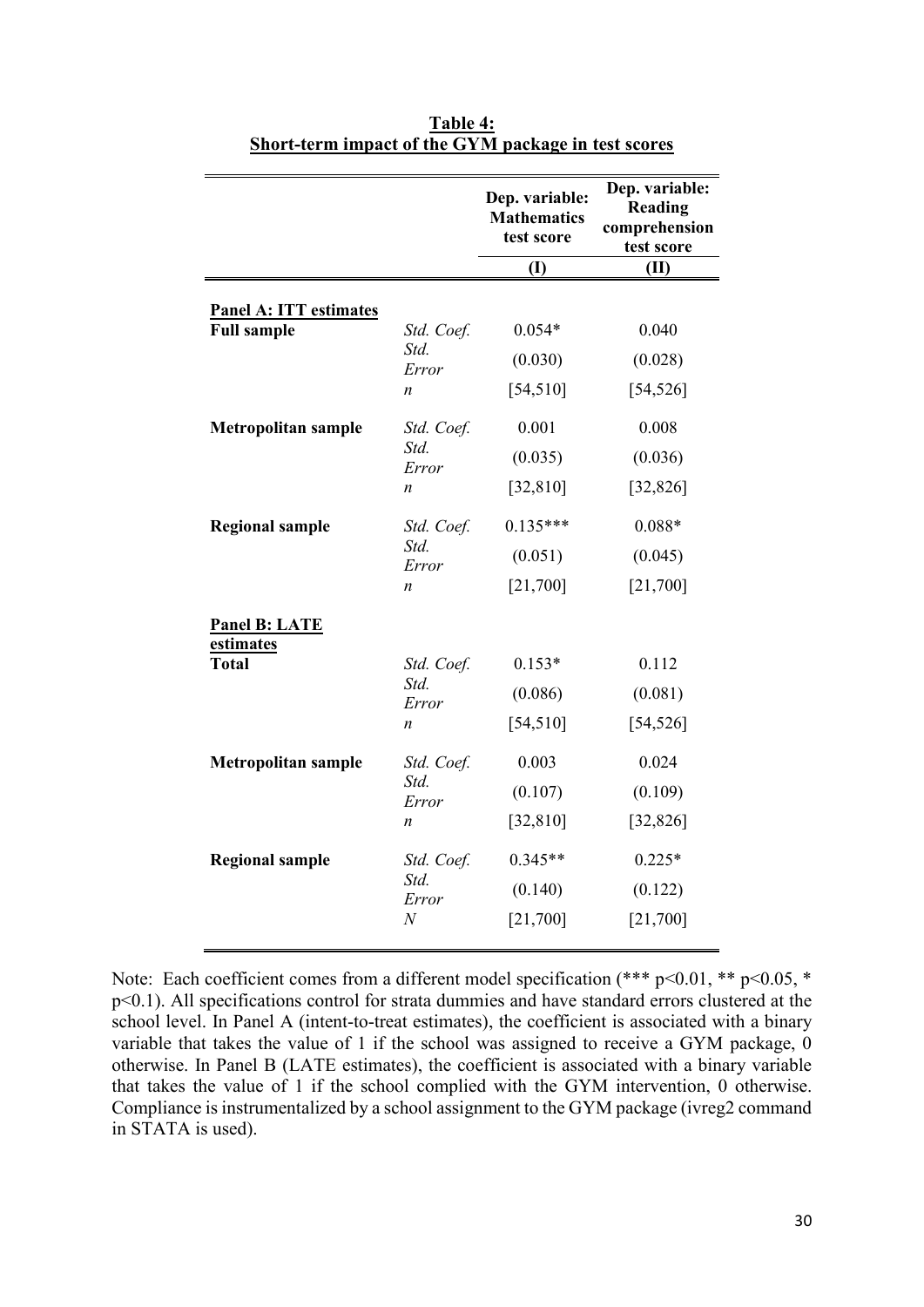**Table 4:**
**Short-term impact of the GYM package in test scores**

| | | Dep. variable: Mathematics test score | Dep. variable: Reading comprehension test score |
|---|---|---|---|
| | | **(I)** | **(II)** |
| **Panel A: ITT estimates** | | | |
| **Full sample** | *Std. Coef.* | 0.054* | 0.040 |
| | *Std. Error* | (0.030) | (0.028) |
| | *n* | [54,510] | [54,526] |
| **Metropolitan sample** | *Std. Coef.* | 0.001 | 0.008 |
| | *Std. Error* | (0.035) | (0.036) |
| | *n* | [32,810] | [32,826] |
| **Regional sample** | *Std. Coef.* | 0.135*** | 0.088* |
| | *Std. Error* | (0.051) | (0.045) |
| | *n* | [21,700] | [21,700] |
| **Panel B: LATE estimates** | | | |
| **Total** | *Std. Coef.* | 0.153* | 0.112 |
| | *Std. Error* | (0.086) | (0.081) |
| | *n* | [54,510] | [54,526] |
| **Metropolitan sample** | *Std. Coef.* | 0.003 | 0.024 |
| | *Std. Error* | (0.107) | (0.109) |
| | *n* | [32,810] | [32,826] |
| **Regional sample** | *Std. Coef.* | 0.345** | 0.225* |
| | *Std. Error* | (0.140) | (0.122) |
| | *N* | [21,700] | [21,700] |

Note: Each coefficient comes from a different model specification (*** $p<0.01$, ** $p<0.05$, * $p<0.1$). All specifications control for strata dummies and have standard errors clustered at the school level. In Panel A (intent-to-treat estimates), the coefficient is associated with a binary variable that takes the value of 1 if the school was assigned to receive a GYM package, 0 otherwise. In Panel B (LATE estimates), the coefficient is associated with a binary variable that takes the value of 1 if the school complied with the GYM intervention, 0 otherwise. Compliance is instrumentalized by a school assignment to the GYM package (ivreg2 command in STATA is used).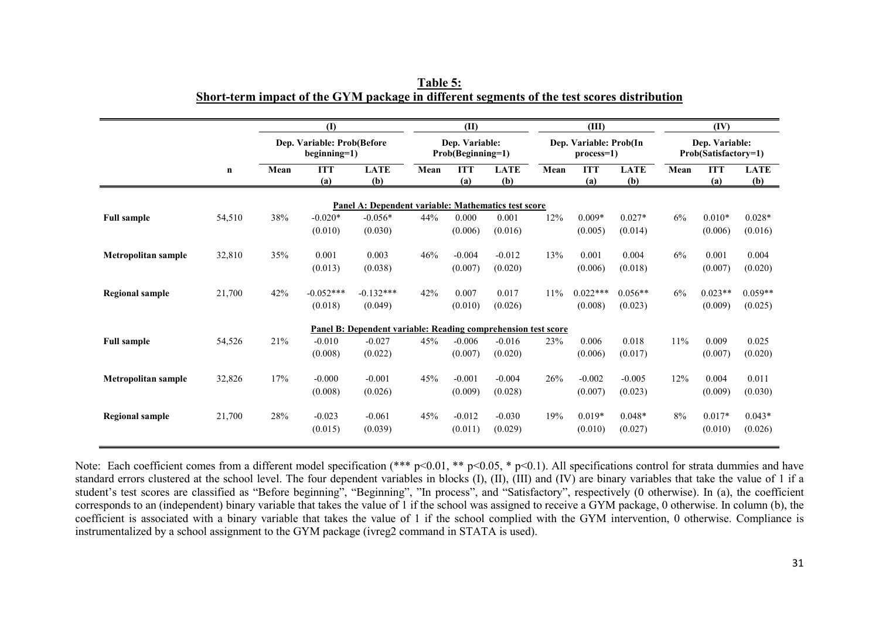**Table 5:**
**Short-term impact of the GYM package in different segments of the test scores distribution**

| | | (I) | | | (II) | | | (III) | | | (IV) | | |
|---|---|---|---|---|---|---|---|---|---|---|---|---|---|
| | | Dep. Variable: Prob(Before beginning=1) | | | Dep. Variable: Prob(Beginning=1) | | | Dep. Variable: Prob(In process=1) | | | Dep. Variable: Prob(Satisfactory=1) | | |
| | n | Mean | ITT (a) | LATE (b) | Mean | ITT (a) | LATE (b) | Mean | ITT (a) | LATE (b) | Mean | ITT (a) | LATE (b) |
| **Panel A: Dependent variable: Mathematics test score** | | | | | | | | | | | | | |
| **Full sample** | 54,510 | 38% | -0.020* | -0.056* | 44% | 0.000 | 0.001 | 12% | 0.009* | 0.027* | 6% | 0.010* | 0.028* |
| | | | (0.010) | (0.030) | | (0.006) | (0.016) | | (0.005) | (0.014) | | (0.006) | (0.016) |
| **Metropolitan sample** | 32,810 | 35% | 0.001 | 0.003 | 46% | -0.004 | -0.012 | 13% | 0.001 | 0.004 | 6% | 0.001 | 0.004 |
| | | | (0.013) | (0.038) | | (0.007) | (0.020) | | (0.006) | (0.018) | | (0.007) | (0.020) |
| **Regional sample** | 21,700 | 42% | -0.052*** | -0.132*** | 42% | 0.007 | 0.017 | 11% | 0.022*** | 0.056** | 6% | 0.023** | 0.059** |
| | | | (0.018) | (0.049) | | (0.010) | (0.026) | | (0.008) | (0.023) | | (0.009) | (0.025) |
| **Panel B: Dependent variable: Reading comprehension test score** | | | | | | | | | | | | | |
| **Full sample** | 54,526 | 21% | -0.010 | -0.027 | 45% | -0.006 | -0.016 | 23% | 0.006 | 0.018 | 11% | 0.009 | 0.025 |
| | | | (0.008) | (0.022) | | (0.007) | (0.020) | | (0.006) | (0.017) | | (0.007) | (0.020) |
| **Metropolitan sample** | 32,826 | 17% | -0.000 | -0.001 | 45% | -0.001 | -0.004 | 26% | -0.002 | -0.005 | 12% | 0.004 | 0.011 |
| | | | (0.008) | (0.026) | | (0.009) | (0.028) | | (0.007) | (0.023) | | (0.009) | (0.030) |
| **Regional sample** | 21,700 | 28% | -0.023 | -0.061 | 45% | -0.012 | -0.030 | 19% | 0.019* | 0.048* | 8% | 0.017* | 0.043* |
| | | | (0.015) | (0.039) | | (0.011) | (0.029) | | (0.010) | (0.027) | | (0.010) | (0.026) |

Note: Each coefficient comes from a different model specification (*** p<0.01, ** p<0.05, * p<0.1). All specifications control for strata dummies and have standard errors clustered at the school level. The four dependent variables in blocks (I), (II), (III) and (IV) are binary variables that take the value of 1 if a student's test scores are classified as "Before beginning", "Beginning", "In process", and "Satisfactory", respectively (0 otherwise). In (a), the coefficient corresponds to an (independent) binary variable that takes the value of 1 if the school was assigned to receive a GYM package, 0 otherwise. In column (b), the coefficient is associated with a binary variable that takes the value of 1 if the school complied with the GYM intervention, 0 otherwise. Compliance is instrumentalized by a school assignment to the GYM package (ivreg2 command in STATA is used).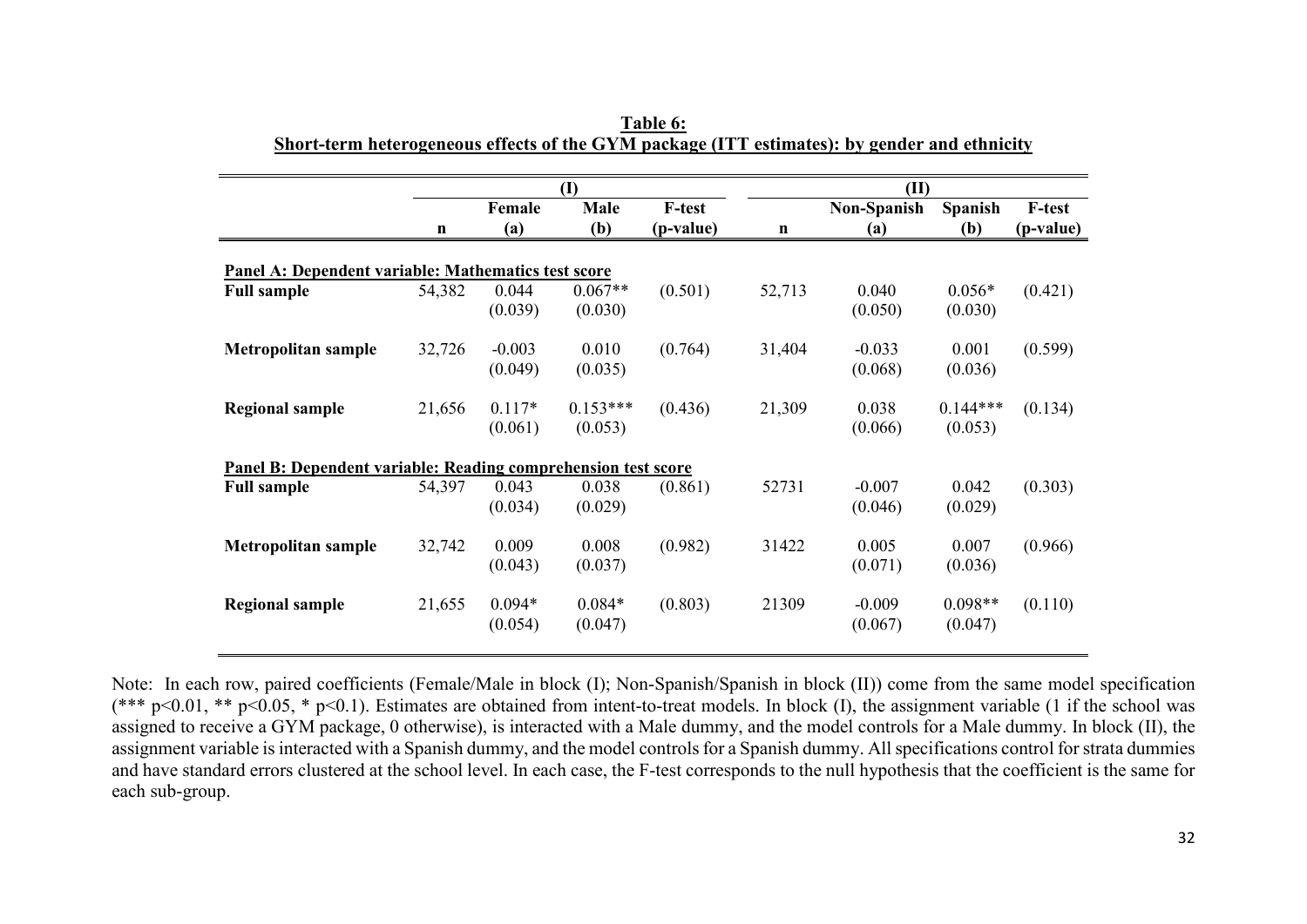**Table 6:**
**Short-term heterogeneous effects of the GYM package (ITT estimates): by gender and ethnicity**

| | (I) | | | | (II) | | | |
|---|---|---|---|---|---|---|---|---|
| | | Female | Male | F-test | | Non-Spanish | Spanish | F-test |
| | n | (a) | (b) | (p-value) | n | (a) | (b) | (p-value) |
| **Panel A: Dependent variable: Mathematics test score** | | | | | | | | |
| **Full sample** | 54,382 | 0.044 | 0.067** | (0.501) | 52,713 | 0.040 | 0.056* | (0.421) |
| | | (0.039) | (0.030) | | | (0.050) | (0.030) | |
| **Metropolitan sample** | 32,726 | -0.003 | 0.010 | (0.764) | 31,404 | -0.033 | 0.001 | (0.599) |
| | | (0.049) | (0.035) | | | (0.068) | (0.036) | |
| **Regional sample** | 21,656 | 0.117* | 0.153*** | (0.436) | 21,309 | 0.038 | 0.144*** | (0.134) |
| | | (0.061) | (0.053) | | | (0.066) | (0.053) | |
| **Panel B: Dependent variable: Reading comprehension test score** | | | | | | | | |
| **Full sample** | 54,397 | 0.043 | 0.038 | (0.861) | 52731 | -0.007 | 0.042 | (0.303) |
| | | (0.034) | (0.029) | | | (0.046) | (0.029) | |
| **Metropolitan sample** | 32,742 | 0.009 | 0.008 | (0.982) | 31422 | 0.005 | 0.007 | (0.966) |
| | | (0.043) | (0.037) | | | (0.071) | (0.036) | |
| **Regional sample** | 21,655 | 0.094* | 0.084* | (0.803) | 21309 | -0.009 | 0.098** | (0.110) |
| | | (0.054) | (0.047) | | | (0.067) | (0.047) | |

Note: In each row, paired coefficients (Female/Male in block (I); Non-Spanish/Spanish in block (II)) come from the same model specification (*** p<0.01, ** p<0.05, * p<0.1). Estimates are obtained from intent-to-treat models. In block (I), the assignment variable (1 if the school was assigned to receive a GYM package, 0 otherwise), is interacted with a Male dummy, and the model controls for a Male dummy. In block (II), the assignment variable is interacted with a Spanish dummy, and the model controls for a Spanish dummy. All specifications control for strata dummies and have standard errors clustered at the school level. In each case, the F-test corresponds to the null hypothesis that the coefficient is the same for each sub-group.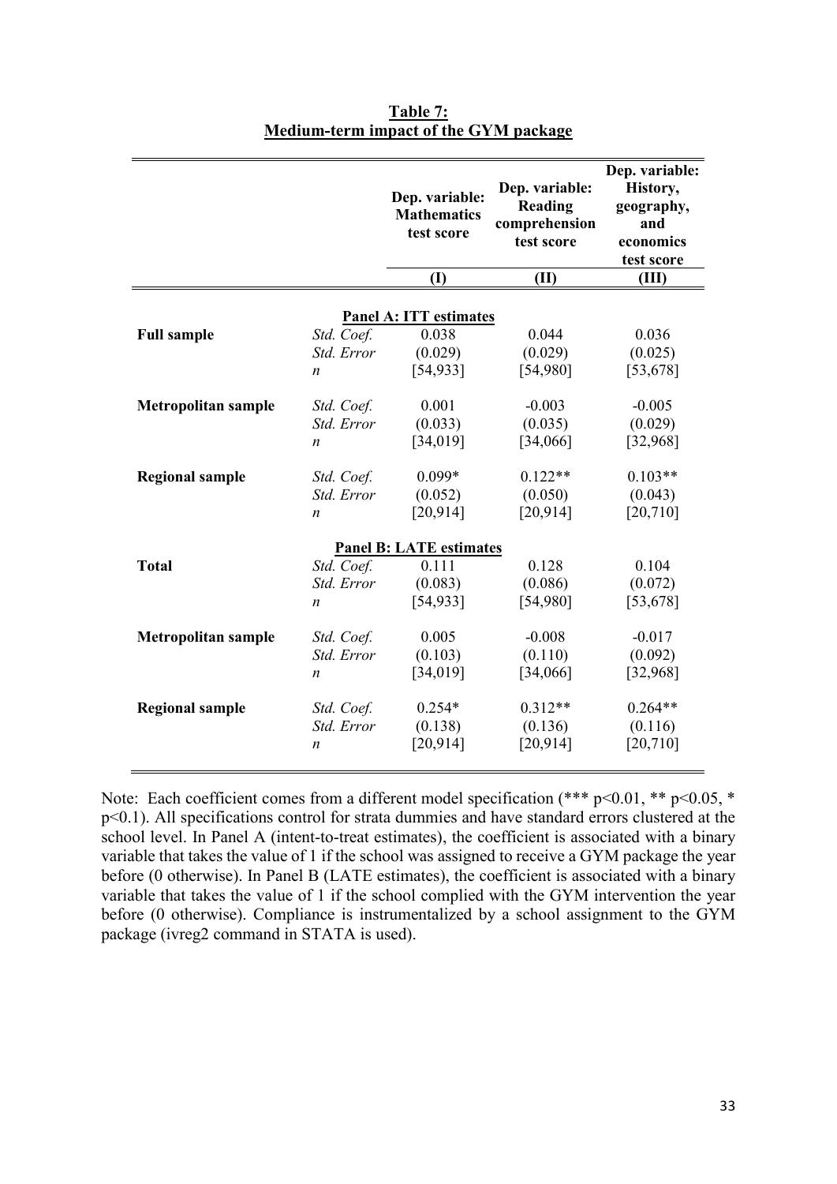**Table 7:**
**Medium-term impact of the GYM package**

| | | Dep. variable: Mathematics test score | Dep. variable: Reading comprehension test score | Dep. variable: History, geography, and economics test score |
|---|---|---|---|---|
| | | (I) | (II) | (III) |
| | | **Panel A: ITT estimates** | | |
| **Full sample** | *Std. Coef.* | 0.038 | 0.044 | 0.036 |
| | *Std. Error* | (0.029) | (0.029) | (0.025) |
| | *n* | [54,933] | [54,980] | [53,678] |
| **Metropolitan sample** | *Std. Coef.* | 0.001 | -0.003 | -0.005 |
| | *Std. Error* | (0.033) | (0.035) | (0.029) |
| | *n* | [34,019] | [34,066] | [32,968] |
| **Regional sample** | *Std. Coef.* | 0.099* | 0.122** | 0.103** |
| | *Std. Error* | (0.052) | (0.050) | (0.043) |
| | *n* | [20,914] | [20,914] | [20,710] |
| | | **Panel B: LATE estimates** | | |
| **Total** | *Std. Coef.* | 0.111 | 0.128 | 0.104 |
| | *Std. Error* | (0.083) | (0.086) | (0.072) |
| | *n* | [54,933] | [54,980] | [53,678] |
| **Metropolitan sample** | *Std. Coef.* | 0.005 | -0.008 | -0.017 |
| | *Std. Error* | (0.103) | (0.110) | (0.092) |
| | *n* | [34,019] | [34,066] | [32,968] |
| **Regional sample** | *Std. Coef.* | 0.254* | 0.312** | 0.264** |
| | *Std. Error* | (0.138) | (0.136) | (0.116) |
| | *n* | [20,914] | [20,914] | [20,710] |

Note: Each coefficient comes from a different model specification (*** $p<0.01$, ** $p<0.05$, * $p<0.1$). All specifications control for strata dummies and have standard errors clustered at the school level. In Panel A (intent-to-treat estimates), the coefficient is associated with a binary variable that takes the value of 1 if the school was assigned to receive a GYM package the year before (0 otherwise). In Panel B (LATE estimates), the coefficient is associated with a binary variable that takes the value of 1 if the school complied with the GYM intervention the year before (0 otherwise). Compliance is instrumentalized by a school assignment to the GYM package (ivreg2 command in STATA is used).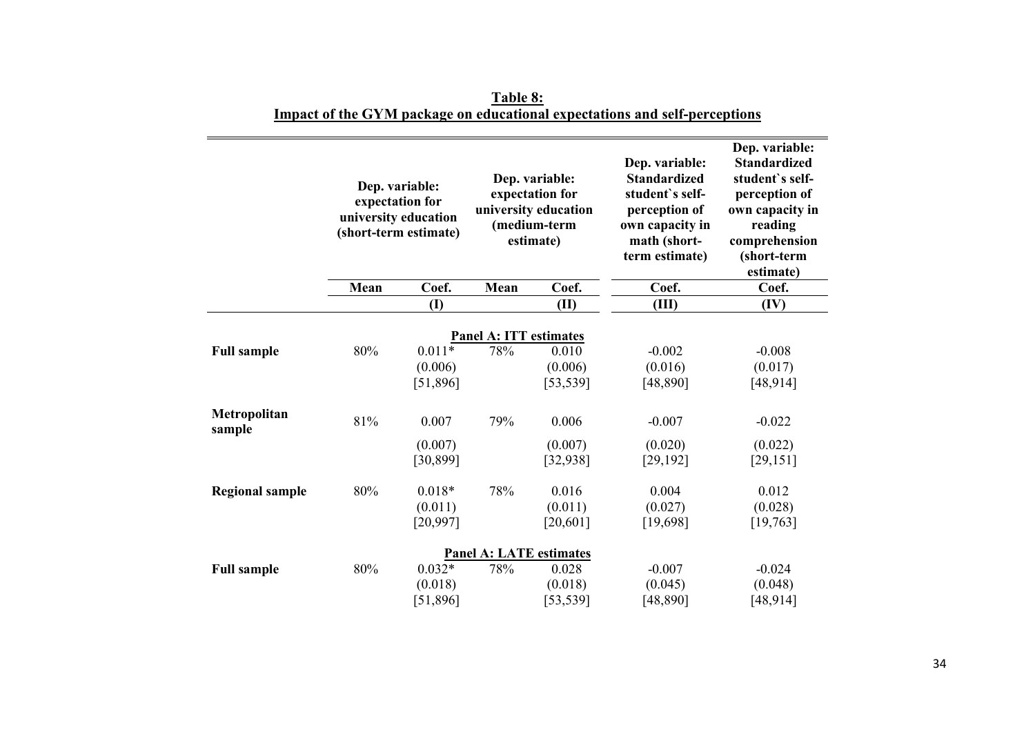**Table 8:**
**Impact of the GYM package on educational expectations and self-perceptions**

| | Dep. variable: expectation for university education (short-term estimate) | | Dep. variable: expectation for university education (medium-term estimate) | | Dep. variable: Standardized student`s self-perception of own capacity in math (short-term estimate) | Dep. variable: Standardized student`s self-perception of own capacity in reading comprehension (short-term estimate) |
|---|---|---|---|---|---|---|
| | Mean | Coef. | Mean | Coef. | Coef. | Coef. |
| | | (I) | | (II) | (III) | (IV) |
| | | | **Panel A: ITT estimates** | | | |
| **Full sample** | 80% | 0.011* | 78% | 0.010 | -0.002 | -0.008 |
| | | (0.006) | | (0.006) | (0.016) | (0.017) |
| | | [51,896] | | [53,539] | [48,890] | [48,914] |
| **Metropolitan sample** | 81% | 0.007 | 79% | 0.006 | -0.007 | -0.022 |
| | | (0.007) | | (0.007) | (0.020) | (0.022) |
| | | [30,899] | | [32,938] | [29,192] | [29,151] |
| **Regional sample** | 80% | 0.018* | 78% | 0.016 | 0.004 | 0.012 |
| | | (0.011) | | (0.011) | (0.027) | (0.028) |
| | | [20,997] | | [20,601] | [19,698] | [19,763] |
| | | | **Panel A: LATE estimates** | | | |
| **Full sample** | 80% | 0.032* | 78% | 0.028 | -0.007 | -0.024 |
| | | (0.018) | | (0.018) | (0.045) | (0.048) |
| | | [51,896] | | [53,539] | [48,890] | [48,914] |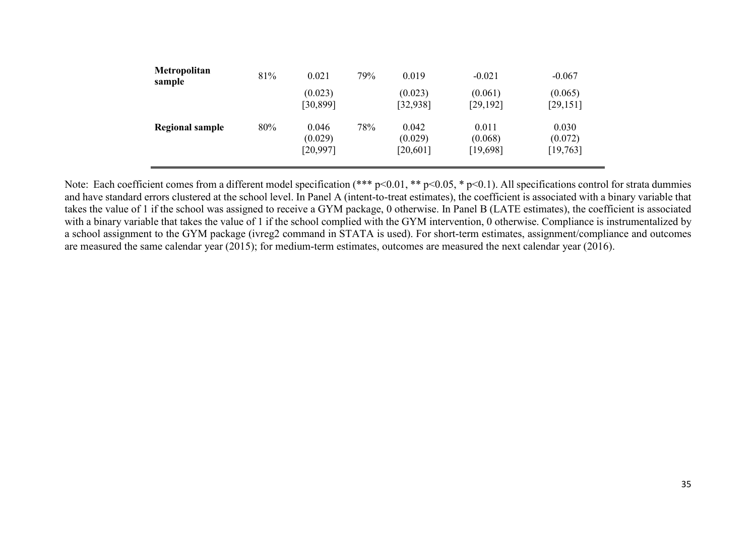| | | | | | | |
|---|---|---|---|---|---|---|
| **Metropolitan sample** | 81% | 0.021 | 79% | 0.019 | -0.021 | -0.067 |
| | | (0.023) | | (0.023) | (0.061) | (0.065) |
| | | [30,899] | | [32,938] | [29,192] | [29,151] |
| **Regional sample** | 80% | 0.046 | 78% | 0.042 | 0.011 | 0.030 |
| | | (0.029) | | (0.029) | (0.068) | (0.072) |
| | | [20,997] | | [20,601] | [19,698] | [19,763] |

Note: Each coefficient comes from a different model specification (*** p<0.01, ** p<0.05, * p<0.1). All specifications control for strata dummies and have standard errors clustered at the school level. In Panel A (intent-to-treat estimates), the coefficient is associated with a binary variable that takes the value of 1 if the school was assigned to receive a GYM package, 0 otherwise. In Panel B (LATE estimates), the coefficient is associated with a binary variable that takes the value of 1 if the school complied with the GYM intervention, 0 otherwise. Compliance is instrumentalized by a school assignment to the GYM package (ivreg2 command in STATA is used). For short-term estimates, assignment/compliance and outcomes are measured the same calendar year (2015); for medium-term estimates, outcomes are measured the next calendar year (2016).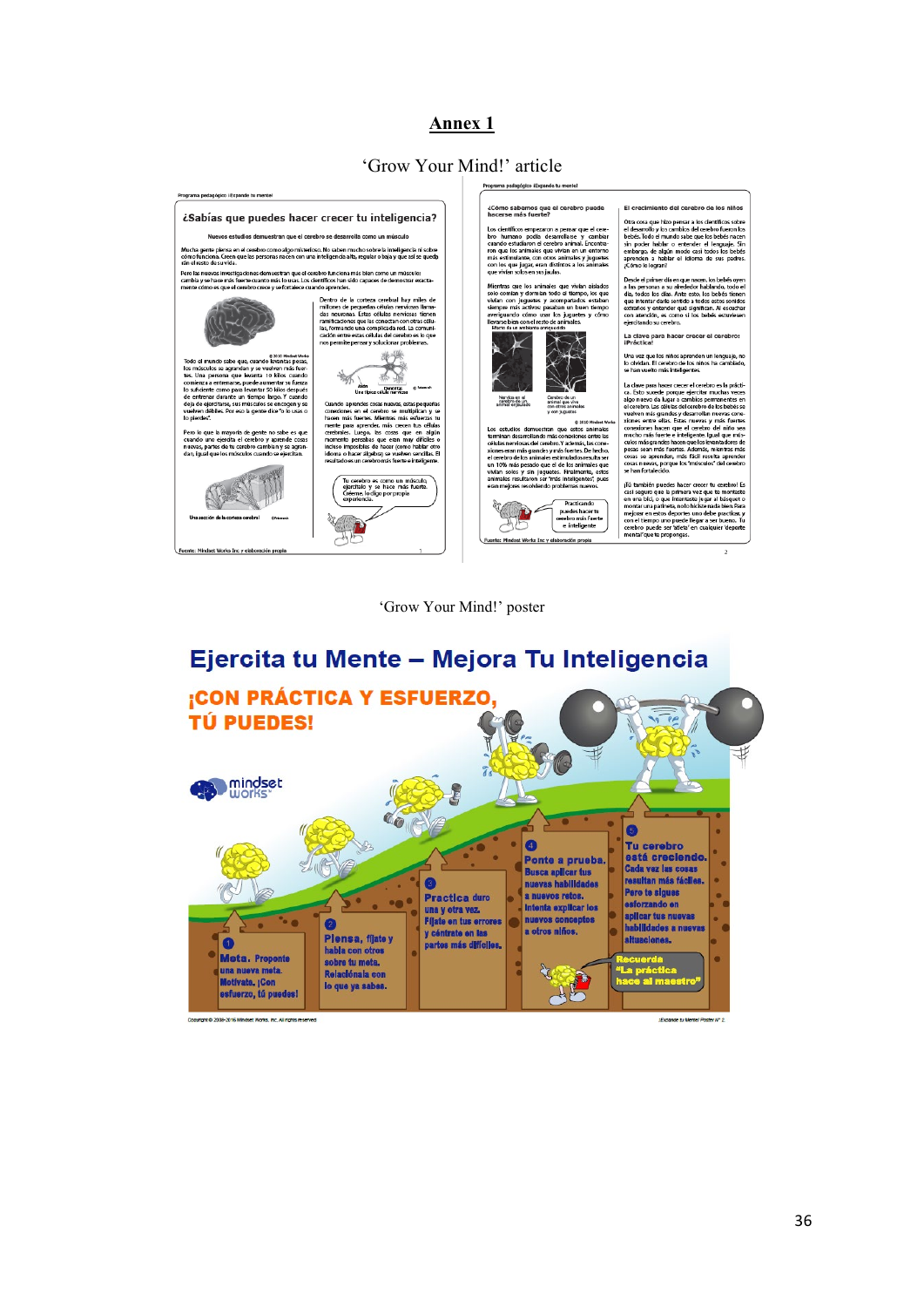## Annex 1

'Grow Your Mind!' article

'Grow Your Mind!' poster